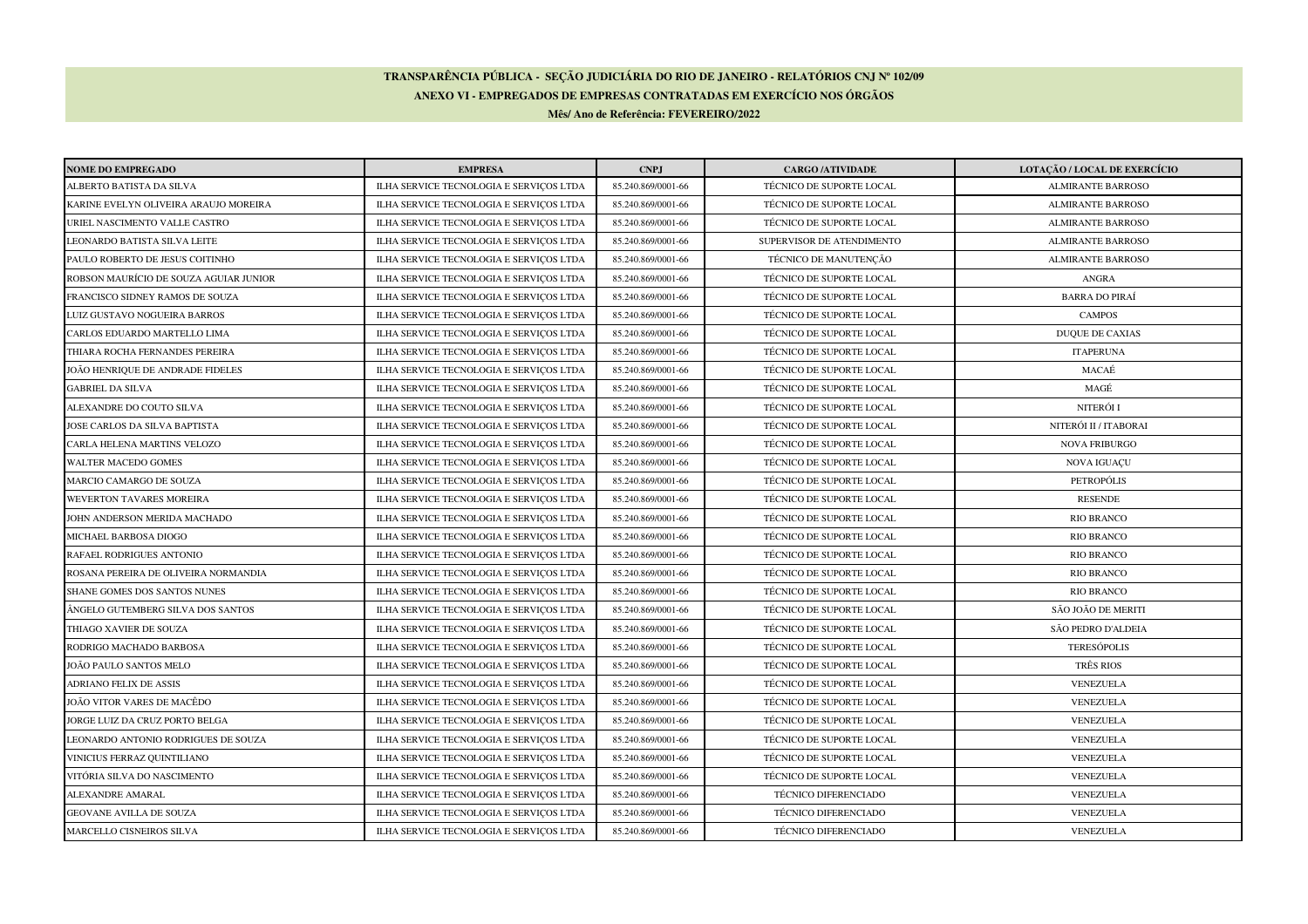# TRANSPARÊNCIA PÚBLICA - SEÇÃO JUDICIÁRIA DO RIO DE JANEIRO - RELATÓRIOS CNJ Nº 102/09

## ANEXO VI - EMPREGADOS DE EMPRESAS CONTRATADAS EM EXERCÍCIO NOS ÓRGÃOS

**Mês/ Ano de Referência: FEVEREIRO/2022**

| NOME DO EMPREGADO | EMPRESA | CNPJ | CARGO /ATIVIDADE | LOTAÇÃO / LOCAL DE EXERCÍCIO |
|---|---|---|---|---|
| ALBERTO BATISTA DA SILVA | ILHA SERVICE TECNOLOGIA E SERVIÇOS LTDA | 85.240.869/0001-66 | TÉCNICO DE SUPORTE LOCAL | ALMIRANTE BARROSO |
| KARINE EVELYN OLIVEIRA ARAUJO MOREIRA | ILHA SERVICE TECNOLOGIA E SERVIÇOS LTDA | 85.240.869/0001-66 | TÉCNICO DE SUPORTE LOCAL | ALMIRANTE BARROSO |
| URIEL NASCIMENTO VALLE CASTRO | ILHA SERVICE TECNOLOGIA E SERVIÇOS LTDA | 85.240.869/0001-66 | TÉCNICO DE SUPORTE LOCAL | ALMIRANTE BARROSO |
| LEONARDO BATISTA SILVA LEITE | ILHA SERVICE TECNOLOGIA E SERVIÇOS LTDA | 85.240.869/0001-66 | SUPERVISOR DE ATENDIMENTO | ALMIRANTE BARROSO |
| PAULO ROBERTO DE JESUS COITINHO | ILHA SERVICE TECNOLOGIA E SERVIÇOS LTDA | 85.240.869/0001-66 | TÉCNICO DE MANUTENÇÃO | ALMIRANTE BARROSO |
| ROBSON MAURÍCIO DE SOUZA AGUIAR JUNIOR | ILHA SERVICE TECNOLOGIA E SERVIÇOS LTDA | 85.240.869/0001-66 | TÉCNICO DE SUPORTE LOCAL | ANGRA |
| FRANCISCO SIDNEY RAMOS DE SOUZA | ILHA SERVICE TECNOLOGIA E SERVIÇOS LTDA | 85.240.869/0001-66 | TÉCNICO DE SUPORTE LOCAL | BARRA DO PIRAÍ |
| LUIZ GUSTAVO NOGUEIRA BARROS | ILHA SERVICE TECNOLOGIA E SERVIÇOS LTDA | 85.240.869/0001-66 | TÉCNICO DE SUPORTE LOCAL | CAMPOS |
| CARLOS EDUARDO MARTELLO LIMA | ILHA SERVICE TECNOLOGIA E SERVIÇOS LTDA | 85.240.869/0001-66 | TÉCNICO DE SUPORTE LOCAL | DUQUE DE CAXIAS |
| THIARA ROCHA FERNANDES PEREIRA | ILHA SERVICE TECNOLOGIA E SERVIÇOS LTDA | 85.240.869/0001-66 | TÉCNICO DE SUPORTE LOCAL | ITAPERUNA |
| JOÃO HENRIQUE DE ANDRADE FIDELES | ILHA SERVICE TECNOLOGIA E SERVIÇOS LTDA | 85.240.869/0001-66 | TÉCNICO DE SUPORTE LOCAL | MACAÉ |
| GABRIEL DA SILVA | ILHA SERVICE TECNOLOGIA E SERVIÇOS LTDA | 85.240.869/0001-66 | TÉCNICO DE SUPORTE LOCAL | MAGÉ |
| ALEXANDRE DO COUTO SILVA | ILHA SERVICE TECNOLOGIA E SERVIÇOS LTDA | 85.240.869/0001-66 | TÉCNICO DE SUPORTE LOCAL | NITERÓI I |
| JOSE CARLOS DA SILVA BAPTISTA | ILHA SERVICE TECNOLOGIA E SERVIÇOS LTDA | 85.240.869/0001-66 | TÉCNICO DE SUPORTE LOCAL | NITERÓI II / ITABORAI |
| CARLA HELENA MARTINS VELOZO | ILHA SERVICE TECNOLOGIA E SERVIÇOS LTDA | 85.240.869/0001-66 | TÉCNICO DE SUPORTE LOCAL | NOVA FRIBURGO |
| WALTER MACEDO GOMES | ILHA SERVICE TECNOLOGIA E SERVIÇOS LTDA | 85.240.869/0001-66 | TÉCNICO DE SUPORTE LOCAL | NOVA IGUAÇU |
| MARCIO CAMARGO DE SOUZA | ILHA SERVICE TECNOLOGIA E SERVIÇOS LTDA | 85.240.869/0001-66 | TÉCNICO DE SUPORTE LOCAL | PETROPÓLIS |
| WEVERTON TAVARES MOREIRA | ILHA SERVICE TECNOLOGIA E SERVIÇOS LTDA | 85.240.869/0001-66 | TÉCNICO DE SUPORTE LOCAL | RESENDE |
| JOHN ANDERSON MERIDA MACHADO | ILHA SERVICE TECNOLOGIA E SERVIÇOS LTDA | 85.240.869/0001-66 | TÉCNICO DE SUPORTE LOCAL | RIO BRANCO |
| MICHAEL BARBOSA DIOGO | ILHA SERVICE TECNOLOGIA E SERVIÇOS LTDA | 85.240.869/0001-66 | TÉCNICO DE SUPORTE LOCAL | RIO BRANCO |
| RAFAEL RODRIGUES ANTONIO | ILHA SERVICE TECNOLOGIA E SERVIÇOS LTDA | 85.240.869/0001-66 | TÉCNICO DE SUPORTE LOCAL | RIO BRANCO |
| ROSANA PEREIRA DE OLIVEIRA NORMANDIA | ILHA SERVICE TECNOLOGIA E SERVIÇOS LTDA | 85.240.869/0001-66 | TÉCNICO DE SUPORTE LOCAL | RIO BRANCO |
| SHANE GOMES DOS SANTOS NUNES | ILHA SERVICE TECNOLOGIA E SERVIÇOS LTDA | 85.240.869/0001-66 | TÉCNICO DE SUPORTE LOCAL | RIO BRANCO |
| ÂNGELO GUTEMBERG SILVA DOS SANTOS | ILHA SERVICE TECNOLOGIA E SERVIÇOS LTDA | 85.240.869/0001-66 | TÉCNICO DE SUPORTE LOCAL | SÃO JOÃO DE MERITI |
| THIAGO XAVIER DE SOUZA | ILHA SERVICE TECNOLOGIA E SERVIÇOS LTDA | 85.240.869/0001-66 | TÉCNICO DE SUPORTE LOCAL | SÃO PEDRO D'ALDEIA |
| RODRIGO MACHADO BARBOSA | ILHA SERVICE TECNOLOGIA E SERVIÇOS LTDA | 85.240.869/0001-66 | TÉCNICO DE SUPORTE LOCAL | TERESÓPOLIS |
| JOÃO PAULO SANTOS MELO | ILHA SERVICE TECNOLOGIA E SERVIÇOS LTDA | 85.240.869/0001-66 | TÉCNICO DE SUPORTE LOCAL | TRÊS RIOS |
| ADRIANO FELIX DE ASSIS | ILHA SERVICE TECNOLOGIA E SERVIÇOS LTDA | 85.240.869/0001-66 | TÉCNICO DE SUPORTE LOCAL | VENEZUELA |
| JOÃO VITOR VARES DE MACÊDO | ILHA SERVICE TECNOLOGIA E SERVIÇOS LTDA | 85.240.869/0001-66 | TÉCNICO DE SUPORTE LOCAL | VENEZUELA |
| JORGE LUIZ DA CRUZ PORTO BELGA | ILHA SERVICE TECNOLOGIA E SERVIÇOS LTDA | 85.240.869/0001-66 | TÉCNICO DE SUPORTE LOCAL | VENEZUELA |
| LEONARDO ANTONIO RODRIGUES DE SOUZA | ILHA SERVICE TECNOLOGIA E SERVIÇOS LTDA | 85.240.869/0001-66 | TÉCNICO DE SUPORTE LOCAL | VENEZUELA |
| VINICIUS FERRAZ QUINTILIANO | ILHA SERVICE TECNOLOGIA E SERVIÇOS LTDA | 85.240.869/0001-66 | TÉCNICO DE SUPORTE LOCAL | VENEZUELA |
| VITÓRIA SILVA DO NASCIMENTO | ILHA SERVICE TECNOLOGIA E SERVIÇOS LTDA | 85.240.869/0001-66 | TÉCNICO DE SUPORTE LOCAL | VENEZUELA |
| ALEXANDRE AMARAL | ILHA SERVICE TECNOLOGIA E SERVIÇOS LTDA | 85.240.869/0001-66 | TÉCNICO DIFERENCIADO | VENEZUELA |
| GEOVANE AVILLA DE SOUZA | ILHA SERVICE TECNOLOGIA E SERVIÇOS LTDA | 85.240.869/0001-66 | TÉCNICO DIFERENCIADO | VENEZUELA |
| MARCELLO CISNEIROS SILVA | ILHA SERVICE TECNOLOGIA E SERVIÇOS LTDA | 85.240.869/0001-66 | TÉCNICO DIFERENCIADO | VENEZUELA |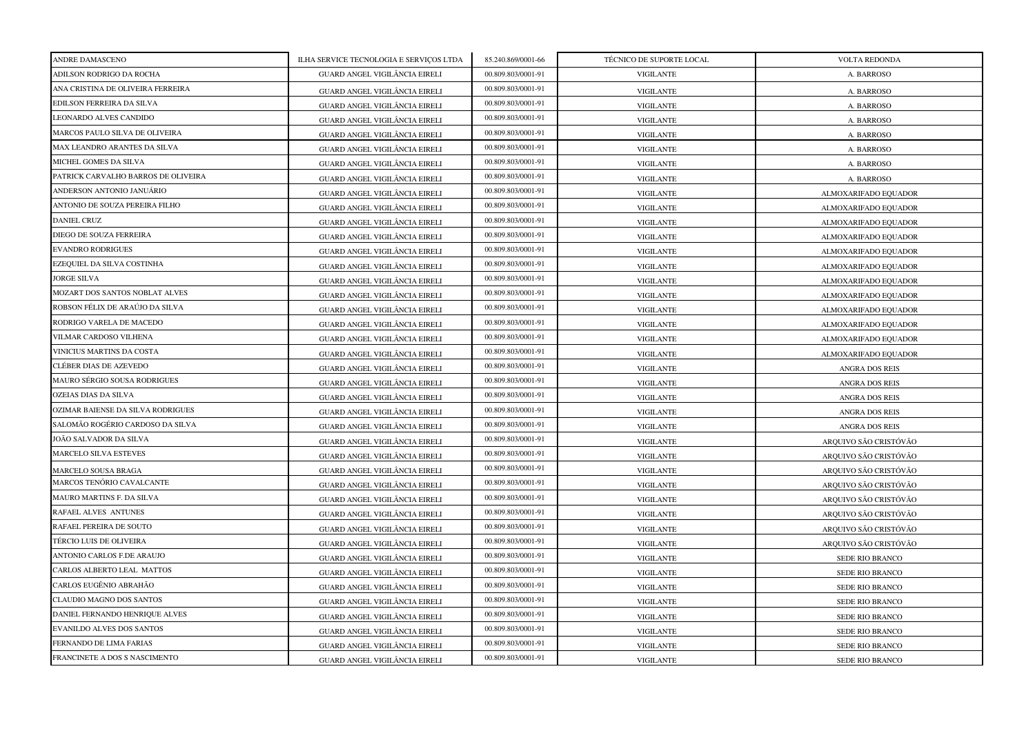| ANDRE DAMASCENO | ILHA SERVICE TECNOLOGIA E SERVIÇOS LTDA | 85.240.869/0001-66 | TÉCNICO DE SUPORTE LOCAL | VOLTA REDONDA |
|---|---|---|---|---|
| ADILSON RODRIGO DA ROCHA | GUARD ANGEL VIGILÂNCIA EIRELI | 00.809.803/0001-91 | VIGILANTE | A. BARROSO |
| ANA CRISTINA DE OLIVEIRA FERREIRA | GUARD ANGEL VIGILÂNCIA EIRELI | 00.809.803/0001-91 | VIGILANTE | A. BARROSO |
| EDILSON FERREIRA DA SILVA | GUARD ANGEL VIGILÂNCIA EIRELI | 00.809.803/0001-91 | VIGILANTE | A. BARROSO |
| LEONARDO ALVES CANDIDO | GUARD ANGEL VIGILÂNCIA EIRELI | 00.809.803/0001-91 | VIGILANTE | A. BARROSO |
| MARCOS PAULO SILVA DE OLIVEIRA | GUARD ANGEL VIGILÂNCIA EIRELI | 00.809.803/0001-91 | VIGILANTE | A. BARROSO |
| MAX LEANDRO ARANTES DA SILVA | GUARD ANGEL VIGILÂNCIA EIRELI | 00.809.803/0001-91 | VIGILANTE | A. BARROSO |
| MICHEL GOMES DA SILVA | GUARD ANGEL VIGILÂNCIA EIRELI | 00.809.803/0001-91 | VIGILANTE | A. BARROSO |
| PATRICK CARVALHO BARROS DE OLIVEIRA | GUARD ANGEL VIGILÂNCIA EIRELI | 00.809.803/0001-91 | VIGILANTE | A. BARROSO |
| ANDERSON ANTONIO JANUÁRIO | GUARD ANGEL VIGILÂNCIA EIRELI | 00.809.803/0001-91 | VIGILANTE | ALMOXARIFADO EQUADOR |
| ANTONIO DE SOUZA PEREIRA FILHO | GUARD ANGEL VIGILÂNCIA EIRELI | 00.809.803/0001-91 | VIGILANTE | ALMOXARIFADO EQUADOR |
| DANIEL CRUZ | GUARD ANGEL VIGILÂNCIA EIRELI | 00.809.803/0001-91 | VIGILANTE | ALMOXARIFADO EQUADOR |
| DIEGO DE SOUZA FERREIRA | GUARD ANGEL VIGILÂNCIA EIRELI | 00.809.803/0001-91 | VIGILANTE | ALMOXARIFADO EQUADOR |
| EVANDRO RODRIGUES | GUARD ANGEL VIGILÂNCIA EIRELI | 00.809.803/0001-91 | VIGILANTE | ALMOXARIFADO EQUADOR |
| EZEQUIEL DA SILVA COSTINHA | GUARD ANGEL VIGILÂNCIA EIRELI | 00.809.803/0001-91 | VIGILANTE | ALMOXARIFADO EQUADOR |
| JORGE SILVA | GUARD ANGEL VIGILÂNCIA EIRELI | 00.809.803/0001-91 | VIGILANTE | ALMOXARIFADO EQUADOR |
| MOZART DOS SANTOS NOBLAT ALVES | GUARD ANGEL VIGILÂNCIA EIRELI | 00.809.803/0001-91 | VIGILANTE | ALMOXARIFADO EQUADOR |
| ROBSON FÉLIX DE ARAÚJO DA SILVA | GUARD ANGEL VIGILÂNCIA EIRELI | 00.809.803/0001-91 | VIGILANTE | ALMOXARIFADO EQUADOR |
| RODRIGO VARELA DE MACEDO | GUARD ANGEL VIGILÂNCIA EIRELI | 00.809.803/0001-91 | VIGILANTE | ALMOXARIFADO EQUADOR |
| VILMAR CARDOSO VILHENA | GUARD ANGEL VIGILÂNCIA EIRELI | 00.809.803/0001-91 | VIGILANTE | ALMOXARIFADO EQUADOR |
| VINICIUS MARTINS DA COSTA | GUARD ANGEL VIGILÂNCIA EIRELI | 00.809.803/0001-91 | VIGILANTE | ALMOXARIFADO EQUADOR |
| CLÉBER DIAS DE AZEVEDO | GUARD ANGEL VIGILÂNCIA EIRELI | 00.809.803/0001-91 | VIGILANTE | ANGRA DOS REIS |
| MAURO SÉRGIO SOUSA RODRIGUES | GUARD ANGEL VIGILÂNCIA EIRELI | 00.809.803/0001-91 | VIGILANTE | ANGRA DOS REIS |
| OZEIAS DIAS DA SILVA | GUARD ANGEL VIGILÂNCIA EIRELI | 00.809.803/0001-91 | VIGILANTE | ANGRA DOS REIS |
| OZIMAR BAIENSE DA SILVA RODRIGUES | GUARD ANGEL VIGILÂNCIA EIRELI | 00.809.803/0001-91 | VIGILANTE | ANGRA DOS REIS |
| SALOMÃO ROGÉRIO CARDOSO DA SILVA | GUARD ANGEL VIGILÂNCIA EIRELI | 00.809.803/0001-91 | VIGILANTE | ANGRA DOS REIS |
| JOÃO SALVADOR DA SILVA | GUARD ANGEL VIGILÂNCIA EIRELI | 00.809.803/0001-91 | VIGILANTE | ARQUIVO SÃO CRISTÓVÃO |
| MARCELO SILVA ESTEVES | GUARD ANGEL VIGILÂNCIA EIRELI | 00.809.803/0001-91 | VIGILANTE | ARQUIVO SÃO CRISTÓVÃO |
| MARCELO SOUSA BRAGA | GUARD ANGEL VIGILÂNCIA EIRELI | 00.809.803/0001-91 | VIGILANTE | ARQUIVO SÃO CRISTÓVÃO |
| MARCOS TENÓRIO CAVALCANTE | GUARD ANGEL VIGILÂNCIA EIRELI | 00.809.803/0001-91 | VIGILANTE | ARQUIVO SÃO CRISTÓVÃO |
| MAURO MARTINS F. DA SILVA | GUARD ANGEL VIGILÂNCIA EIRELI | 00.809.803/0001-91 | VIGILANTE | ARQUIVO SÃO CRISTÓVÃO |
| RAFAEL ALVES ANTUNES | GUARD ANGEL VIGILÂNCIA EIRELI | 00.809.803/0001-91 | VIGILANTE | ARQUIVO SÃO CRISTÓVÃO |
| RAFAEL PEREIRA DE SOUTO | GUARD ANGEL VIGILÂNCIA EIRELI | 00.809.803/0001-91 | VIGILANTE | ARQUIVO SÃO CRISTÓVÃO |
| TÉRCIO LUIS DE OLIVEIRA | GUARD ANGEL VIGILÂNCIA EIRELI | 00.809.803/0001-91 | VIGILANTE | ARQUIVO SÃO CRISTÓVÃO |
| ANTONIO CARLOS F.DE ARAUJO | GUARD ANGEL VIGILÂNCIA EIRELI | 00.809.803/0001-91 | VIGILANTE | SEDE RIO BRANCO |
| CARLOS ALBERTO LEAL MATTOS | GUARD ANGEL VIGILÂNCIA EIRELI | 00.809.803/0001-91 | VIGILANTE | SEDE RIO BRANCO |
| CARLOS EUGÊNIO ABRAHÃO | GUARD ANGEL VIGILÂNCIA EIRELI | 00.809.803/0001-91 | VIGILANTE | SEDE RIO BRANCO |
| CLAUDIO MAGNO DOS SANTOS | GUARD ANGEL VIGILÂNCIA EIRELI | 00.809.803/0001-91 | VIGILANTE | SEDE RIO BRANCO |
| DANIEL FERNANDO HENRIQUE ALVES | GUARD ANGEL VIGILÂNCIA EIRELI | 00.809.803/0001-91 | VIGILANTE | SEDE RIO BRANCO |
| EVANILDO ALVES DOS SANTOS | GUARD ANGEL VIGILÂNCIA EIRELI | 00.809.803/0001-91 | VIGILANTE | SEDE RIO BRANCO |
| FERNANDO DE LIMA FARIAS | GUARD ANGEL VIGILÂNCIA EIRELI | 00.809.803/0001-91 | VIGILANTE | SEDE RIO BRANCO |
| FRANCINETE A DOS S NASCIMENTO | GUARD ANGEL VIGILÂNCIA EIRELI | 00.809.803/0001-91 | VIGILANTE | SEDE RIO BRANCO |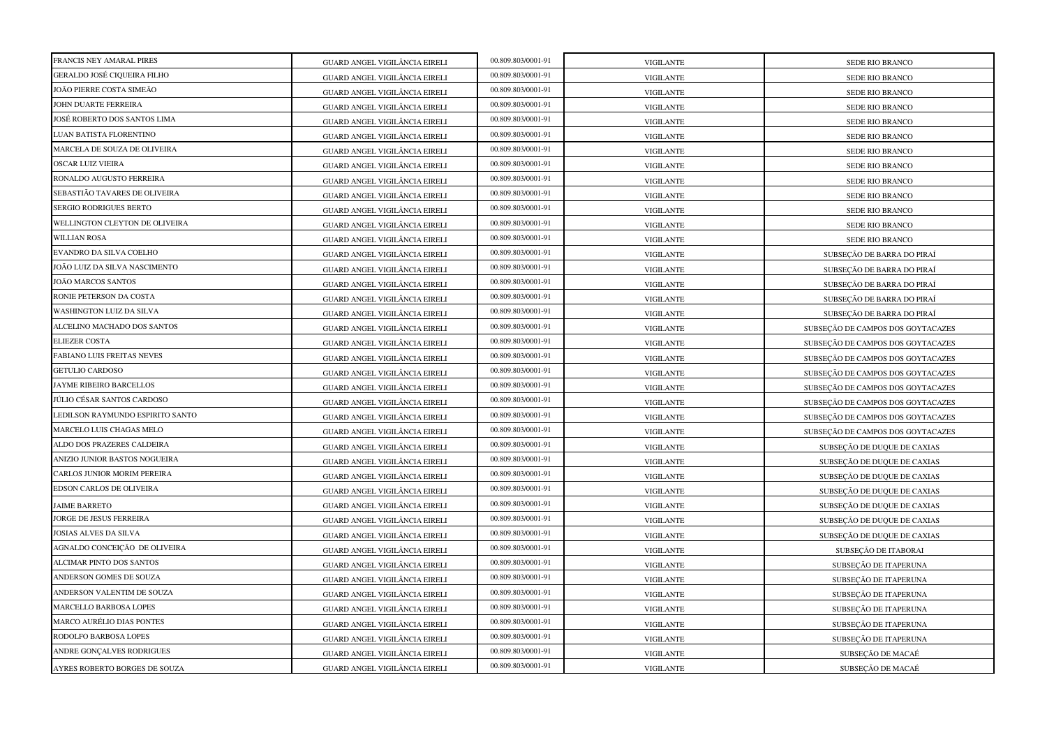| | | | | |
|---|---|---|---|---|
| FRANCIS NEY AMARAL PIRES | GUARD ANGEL VIGILÂNCIA EIRELI | 00.809.803/0001-91 | VIGILANTE | SEDE RIO BRANCO |
| GERALDO JOSÉ CIQUEIRA FILHO | GUARD ANGEL VIGILÂNCIA EIRELI | 00.809.803/0001-91 | VIGILANTE | SEDE RIO BRANCO |
| JOÃO PIERRE COSTA SIMEÃO | GUARD ANGEL VIGILÂNCIA EIRELI | 00.809.803/0001-91 | VIGILANTE | SEDE RIO BRANCO |
| JOHN DUARTE FERREIRA | GUARD ANGEL VIGILÂNCIA EIRELI | 00.809.803/0001-91 | VIGILANTE | SEDE RIO BRANCO |
| JOSÉ ROBERTO DOS SANTOS LIMA | GUARD ANGEL VIGILÂNCIA EIRELI | 00.809.803/0001-91 | VIGILANTE | SEDE RIO BRANCO |
| LUAN BATISTA FLORENTINO | GUARD ANGEL VIGILÂNCIA EIRELI | 00.809.803/0001-91 | VIGILANTE | SEDE RIO BRANCO |
| MARCELA DE SOUZA DE OLIVEIRA | GUARD ANGEL VIGILÂNCIA EIRELI | 00.809.803/0001-91 | VIGILANTE | SEDE RIO BRANCO |
| OSCAR LUIZ VIEIRA | GUARD ANGEL VIGILÂNCIA EIRELI | 00.809.803/0001-91 | VIGILANTE | SEDE RIO BRANCO |
| RONALDO AUGUSTO FERREIRA | GUARD ANGEL VIGILÂNCIA EIRELI | 00.809.803/0001-91 | VIGILANTE | SEDE RIO BRANCO |
| SEBASTIÃO TAVARES DE OLIVEIRA | GUARD ANGEL VIGILÂNCIA EIRELI | 00.809.803/0001-91 | VIGILANTE | SEDE RIO BRANCO |
| SERGIO RODRIGUES BERTO | GUARD ANGEL VIGILÂNCIA EIRELI | 00.809.803/0001-91 | VIGILANTE | SEDE RIO BRANCO |
| WELLINGTON CLEYTON DE OLIVEIRA | GUARD ANGEL VIGILÂNCIA EIRELI | 00.809.803/0001-91 | VIGILANTE | SEDE RIO BRANCO |
| WILLIAN ROSA | GUARD ANGEL VIGILÂNCIA EIRELI | 00.809.803/0001-91 | VIGILANTE | SEDE RIO BRANCO |
| EVANDRO DA SILVA COELHO | GUARD ANGEL VIGILÂNCIA EIRELI | 00.809.803/0001-91 | VIGILANTE | SUBSEÇÃO DE BARRA DO PIRAÍ |
| JOÃO LUIZ DA SILVA NASCIMENTO | GUARD ANGEL VIGILÂNCIA EIRELI | 00.809.803/0001-91 | VIGILANTE | SUBSEÇÃO DE BARRA DO PIRAÍ |
| JOÃO MARCOS SANTOS | GUARD ANGEL VIGILÂNCIA EIRELI | 00.809.803/0001-91 | VIGILANTE | SUBSEÇÃO DE BARRA DO PIRAÍ |
| RONIE PETERSON DA COSTA | GUARD ANGEL VIGILÂNCIA EIRELI | 00.809.803/0001-91 | VIGILANTE | SUBSEÇÃO DE BARRA DO PIRAÍ |
| WASHINGTON LUIZ DA SILVA | GUARD ANGEL VIGILÂNCIA EIRELI | 00.809.803/0001-91 | VIGILANTE | SUBSEÇÃO DE BARRA DO PIRAÍ |
| ALCELINO MACHADO DOS SANTOS | GUARD ANGEL VIGILÂNCIA EIRELI | 00.809.803/0001-91 | VIGILANTE | SUBSEÇÃO DE CAMPOS DOS GOYTACAZES |
| ELIEZER COSTA | GUARD ANGEL VIGILÂNCIA EIRELI | 00.809.803/0001-91 | VIGILANTE | SUBSEÇÃO DE CAMPOS DOS GOYTACAZES |
| FABIANO LUIS FREITAS NEVES | GUARD ANGEL VIGILÂNCIA EIRELI | 00.809.803/0001-91 | VIGILANTE | SUBSEÇÃO DE CAMPOS DOS GOYTACAZES |
| GETULIO CARDOSO | GUARD ANGEL VIGILÂNCIA EIRELI | 00.809.803/0001-91 | VIGILANTE | SUBSEÇÃO DE CAMPOS DOS GOYTACAZES |
| JAYME RIBEIRO BARCELLOS | GUARD ANGEL VIGILÂNCIA EIRELI | 00.809.803/0001-91 | VIGILANTE | SUBSEÇÃO DE CAMPOS DOS GOYTACAZES |
| JÚLIO CÉSAR SANTOS CARDOSO | GUARD ANGEL VIGILÂNCIA EIRELI | 00.809.803/0001-91 | VIGILANTE | SUBSEÇÃO DE CAMPOS DOS GOYTACAZES |
| LEDILSON RAYMUNDO ESPIRITO SANTO | GUARD ANGEL VIGILÂNCIA EIRELI | 00.809.803/0001-91 | VIGILANTE | SUBSEÇÃO DE CAMPOS DOS GOYTACAZES |
| MARCELO LUIS CHAGAS MELO | GUARD ANGEL VIGILÂNCIA EIRELI | 00.809.803/0001-91 | VIGILANTE | SUBSEÇÃO DE CAMPOS DOS GOYTACAZES |
| ALDO DOS PRAZERES CALDEIRA | GUARD ANGEL VIGILÂNCIA EIRELI | 00.809.803/0001-91 | VIGILANTE | SUBSEÇÃO DE DUQUE DE CAXIAS |
| ANIZIO JUNIOR BASTOS NOGUEIRA | GUARD ANGEL VIGILÂNCIA EIRELI | 00.809.803/0001-91 | VIGILANTE | SUBSEÇÃO DE DUQUE DE CAXIAS |
| CARLOS JUNIOR MORIM PEREIRA | GUARD ANGEL VIGILÂNCIA EIRELI | 00.809.803/0001-91 | VIGILANTE | SUBSEÇÃO DE DUQUE DE CAXIAS |
| EDSON CARLOS DE OLIVEIRA | GUARD ANGEL VIGILÂNCIA EIRELI | 00.809.803/0001-91 | VIGILANTE | SUBSEÇÃO DE DUQUE DE CAXIAS |
| JAIME BARRETO | GUARD ANGEL VIGILÂNCIA EIRELI | 00.809.803/0001-91 | VIGILANTE | SUBSEÇÃO DE DUQUE DE CAXIAS |
| JORGE DE JESUS FERREIRA | GUARD ANGEL VIGILÂNCIA EIRELI | 00.809.803/0001-91 | VIGILANTE | SUBSEÇÃO DE DUQUE DE CAXIAS |
| JOSIAS ALVES DA SILVA | GUARD ANGEL VIGILÂNCIA EIRELI | 00.809.803/0001-91 | VIGILANTE | SUBSEÇÃO DE DUQUE DE CAXIAS |
| AGNALDO CONCEIÇÃO DE OLIVEIRA | GUARD ANGEL VIGILÂNCIA EIRELI | 00.809.803/0001-91 | VIGILANTE | SUBSEÇÃO DE ITABORAI |
| ALCIMAR PINTO DOS SANTOS | GUARD ANGEL VIGILÂNCIA EIRELI | 00.809.803/0001-91 | VIGILANTE | SUBSEÇÃO DE ITAPERUNA |
| ANDERSON GOMES DE SOUZA | GUARD ANGEL VIGILÂNCIA EIRELI | 00.809.803/0001-91 | VIGILANTE | SUBSEÇÃO DE ITAPERUNA |
| ANDERSON VALENTIM DE SOUZA | GUARD ANGEL VIGILÂNCIA EIRELI | 00.809.803/0001-91 | VIGILANTE | SUBSEÇÃO DE ITAPERUNA |
| MARCELLO BARBOSA LOPES | GUARD ANGEL VIGILÂNCIA EIRELI | 00.809.803/0001-91 | VIGILANTE | SUBSEÇÃO DE ITAPERUNA |
| MARCO AURÉLIO DIAS PONTES | GUARD ANGEL VIGILÂNCIA EIRELI | 00.809.803/0001-91 | VIGILANTE | SUBSEÇÃO DE ITAPERUNA |
| RODOLFO BARBOSA LOPES | GUARD ANGEL VIGILÂNCIA EIRELI | 00.809.803/0001-91 | VIGILANTE | SUBSEÇÃO DE ITAPERUNA |
| ANDRE GONÇALVES RODRIGUES | GUARD ANGEL VIGILÂNCIA EIRELI | 00.809.803/0001-91 | VIGILANTE | SUBSEÇÃO DE MACAÉ |
| AYRES ROBERTO BORGES DE SOUZA | GUARD ANGEL VIGILÂNCIA EIRELI | 00.809.803/0001-91 | VIGILANTE | SUBSEÇÃO DE MACAÉ |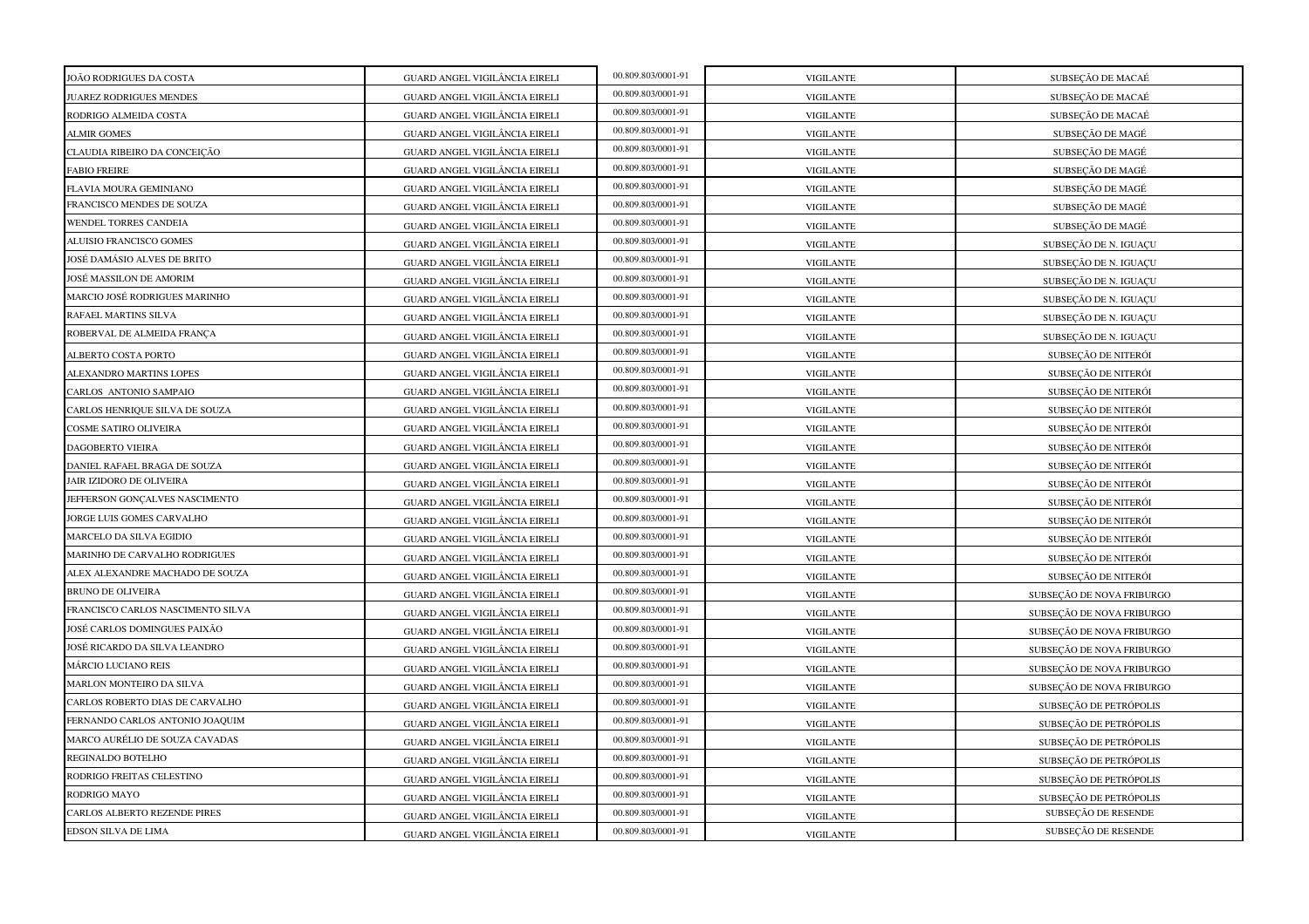| | | | | |
|---|---|---|---|---|
| JOÃO RODRIGUES DA COSTA | GUARD ANGEL VIGILÂNCIA EIRELI | 00.809.803/0001-91 | VIGILANTE | SUBSEÇÃO DE MACAÉ |
| JUAREZ RODRIGUES MENDES | GUARD ANGEL VIGILÂNCIA EIRELI | 00.809.803/0001-91 | VIGILANTE | SUBSEÇÃO DE MACAÉ |
| RODRIGO ALMEIDA COSTA | GUARD ANGEL VIGILÂNCIA EIRELI | 00.809.803/0001-91 | VIGILANTE | SUBSEÇÃO DE MACAÉ |
| ALMIR GOMES | GUARD ANGEL VIGILÂNCIA EIRELI | 00.809.803/0001-91 | VIGILANTE | SUBSEÇÃO DE MAGÉ |
| CLAUDIA RIBEIRO DA CONCEIÇÃO | GUARD ANGEL VIGILÂNCIA EIRELI | 00.809.803/0001-91 | VIGILANTE | SUBSEÇÃO DE MAGÉ |
| FABIO FREIRE | GUARD ANGEL VIGILÂNCIA EIRELI | 00.809.803/0001-91 | VIGILANTE | SUBSEÇÃO DE MAGÉ |
| FLAVIA MOURA GEMINIANO | GUARD ANGEL VIGILÂNCIA EIRELI | 00.809.803/0001-91 | VIGILANTE | SUBSEÇÃO DE MAGÉ |
| FRANCISCO MENDES DE SOUZA | GUARD ANGEL VIGILÂNCIA EIRELI | 00.809.803/0001-91 | VIGILANTE | SUBSEÇÃO DE MAGÉ |
| WENDEL TORRES CANDEIA | GUARD ANGEL VIGILÂNCIA EIRELI | 00.809.803/0001-91 | VIGILANTE | SUBSEÇÃO DE MAGÉ |
| ALUISIO FRANCISCO GOMES | GUARD ANGEL VIGILÂNCIA EIRELI | 00.809.803/0001-91 | VIGILANTE | SUBSEÇÃO DE N. IGUAÇU |
| JOSÉ DAMÁSIO ALVES DE BRITO | GUARD ANGEL VIGILÂNCIA EIRELI | 00.809.803/0001-91 | VIGILANTE | SUBSEÇÃO DE N. IGUAÇU |
| JOSÉ MASSILON DE AMORIM | GUARD ANGEL VIGILÂNCIA EIRELI | 00.809.803/0001-91 | VIGILANTE | SUBSEÇÃO DE N. IGUAÇU |
| MARCIO JOSÉ RODRIGUES MARINHO | GUARD ANGEL VIGILÂNCIA EIRELI | 00.809.803/0001-91 | VIGILANTE | SUBSEÇÃO DE N. IGUAÇU |
| RAFAEL MARTINS SILVA | GUARD ANGEL VIGILÂNCIA EIRELI | 00.809.803/0001-91 | VIGILANTE | SUBSEÇÃO DE N. IGUAÇU |
| ROBERVAL DE ALMEIDA FRANÇA | GUARD ANGEL VIGILÂNCIA EIRELI | 00.809.803/0001-91 | VIGILANTE | SUBSEÇÃO DE N. IGUAÇU |
| ALBERTO COSTA PORTO | GUARD ANGEL VIGILÂNCIA EIRELI | 00.809.803/0001-91 | VIGILANTE | SUBSEÇÃO DE NITERÓI |
| ALEXANDRO MARTINS LOPES | GUARD ANGEL VIGILÂNCIA EIRELI | 00.809.803/0001-91 | VIGILANTE | SUBSEÇÃO DE NITERÓI |
| CARLOS ANTONIO SAMPAIO | GUARD ANGEL VIGILÂNCIA EIRELI | 00.809.803/0001-91 | VIGILANTE | SUBSEÇÃO DE NITERÓI |
| CARLOS HENRIQUE SILVA DE SOUZA | GUARD ANGEL VIGILÂNCIA EIRELI | 00.809.803/0001-91 | VIGILANTE | SUBSEÇÃO DE NITERÓI |
| COSME SATIRO OLIVEIRA | GUARD ANGEL VIGILÂNCIA EIRELI | 00.809.803/0001-91 | VIGILANTE | SUBSEÇÃO DE NITERÓI |
| DAGOBERTO VIEIRA | GUARD ANGEL VIGILÂNCIA EIRELI | 00.809.803/0001-91 | VIGILANTE | SUBSEÇÃO DE NITERÓI |
| DANIEL RAFAEL BRAGA DE SOUZA | GUARD ANGEL VIGILÂNCIA EIRELI | 00.809.803/0001-91 | VIGILANTE | SUBSEÇÃO DE NITERÓI |
| JAIR IZIDORO DE OLIVEIRA | GUARD ANGEL VIGILÂNCIA EIRELI | 00.809.803/0001-91 | VIGILANTE | SUBSEÇÃO DE NITERÓI |
| JEFFERSON GONÇALVES NASCIMENTO | GUARD ANGEL VIGILÂNCIA EIRELI | 00.809.803/0001-91 | VIGILANTE | SUBSEÇÃO DE NITERÓI |
| JORGE LUIS GOMES CARVALHO | GUARD ANGEL VIGILÂNCIA EIRELI | 00.809.803/0001-91 | VIGILANTE | SUBSEÇÃO DE NITERÓI |
| MARCELO DA SILVA EGIDIO | GUARD ANGEL VIGILÂNCIA EIRELI | 00.809.803/0001-91 | VIGILANTE | SUBSEÇÃO DE NITERÓI |
| MARINHO DE CARVALHO RODRIGUES | GUARD ANGEL VIGILÂNCIA EIRELI | 00.809.803/0001-91 | VIGILANTE | SUBSEÇÃO DE NITERÓI |
| ALEX ALEXANDRE MACHADO DE SOUZA | GUARD ANGEL VIGILÂNCIA EIRELI | 00.809.803/0001-91 | VIGILANTE | SUBSEÇÃO DE NITERÓI |
| BRUNO DE OLIVEIRA | GUARD ANGEL VIGILÂNCIA EIRELI | 00.809.803/0001-91 | VIGILANTE | SUBSEÇÃO DE NOVA FRIBURGO |
| FRANCISCO CARLOS NASCIMENTO SILVA | GUARD ANGEL VIGILÂNCIA EIRELI | 00.809.803/0001-91 | VIGILANTE | SUBSEÇÃO DE NOVA FRIBURGO |
| JOSÉ CARLOS DOMINGUES PAIXÃO | GUARD ANGEL VIGILÂNCIA EIRELI | 00.809.803/0001-91 | VIGILANTE | SUBSEÇÃO DE NOVA FRIBURGO |
| JOSÉ RICARDO DA SILVA LEANDRO | GUARD ANGEL VIGILÂNCIA EIRELI | 00.809.803/0001-91 | VIGILANTE | SUBSEÇÃO DE NOVA FRIBURGO |
| MÁRCIO LUCIANO REIS | GUARD ANGEL VIGILÂNCIA EIRELI | 00.809.803/0001-91 | VIGILANTE | SUBSEÇÃO DE NOVA FRIBURGO |
| MARLON MONTEIRO DA SILVA | GUARD ANGEL VIGILÂNCIA EIRELI | 00.809.803/0001-91 | VIGILANTE | SUBSEÇÃO DE NOVA FRIBURGO |
| CARLOS ROBERTO DIAS DE CARVALHO | GUARD ANGEL VIGILÂNCIA EIRELI | 00.809.803/0001-91 | VIGILANTE | SUBSEÇÃO DE PETRÓPOLIS |
| FERNANDO CARLOS ANTONIO JOAQUIM | GUARD ANGEL VIGILÂNCIA EIRELI | 00.809.803/0001-91 | VIGILANTE | SUBSEÇÃO DE PETRÓPOLIS |
| MARCO AURÉLIO DE SOUZA CAVADAS | GUARD ANGEL VIGILÂNCIA EIRELI | 00.809.803/0001-91 | VIGILANTE | SUBSEÇÃO DE PETRÓPOLIS |
| REGINALDO BOTELHO | GUARD ANGEL VIGILÂNCIA EIRELI | 00.809.803/0001-91 | VIGILANTE | SUBSEÇÃO DE PETRÓPOLIS |
| RODRIGO FREITAS CELESTINO | GUARD ANGEL VIGILÂNCIA EIRELI | 00.809.803/0001-91 | VIGILANTE | SUBSEÇÃO DE PETRÓPOLIS |
| RODRIGO MAYO | GUARD ANGEL VIGILÂNCIA EIRELI | 00.809.803/0001-91 | VIGILANTE | SUBSEÇÃO DE PETRÓPOLIS |
| CARLOS ALBERTO REZENDE PIRES | GUARD ANGEL VIGILÂNCIA EIRELI | 00.809.803/0001-91 | VIGILANTE | SUBSEÇÃO DE RESENDE |
| EDSON SILVA DE LIMA | GUARD ANGEL VIGILÂNCIA EIRELI | 00.809.803/0001-91 | VIGILANTE | SUBSEÇÃO DE RESENDE |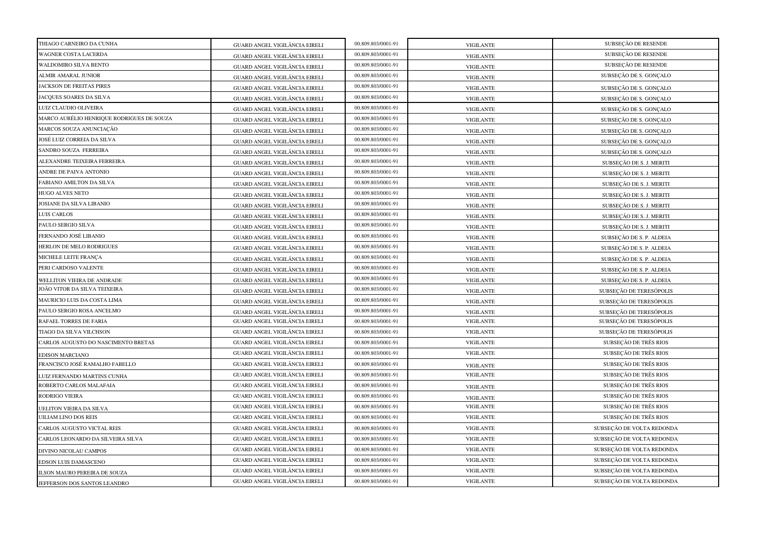| THIAGO CARNEIRO DA CUNHA | GUARD ANGEL VIGILÂNCIA EIRELI | 00.809.803/0001-91 | VIGILANTE | SUBSEÇÃO DE RESENDE |
|---|---|---|---|---|
| WAGNER COSTA LACERDA | GUARD ANGEL VIGILÂNCIA EIRELI | 00.809.803/0001-91 | VIGILANTE | SUBSEÇÃO DE RESENDE |
| WALDOMIRO SILVA BENTO | GUARD ANGEL VIGILÂNCIA EIRELI | 00.809.803/0001-91 | VIGILANTE | SUBSEÇÃO DE RESENDE |
| ALMIR AMARAL JUNIOR | GUARD ANGEL VIGILÂNCIA EIRELI | 00.809.803/0001-91 | VIGILANTE | SUBSEÇÃO DE S. GONÇALO |
| JACKSON DE FREITAS PIRES | GUARD ANGEL VIGILÂNCIA EIRELI | 00.809.803/0001-91 | VIGILANTE | SUBSEÇÃO DE S. GONÇALO |
| JACQUES SOARES DA SILVA | GUARD ANGEL VIGILÂNCIA EIRELI | 00.809.803/0001-91 | VIGILANTE | SUBSEÇÃO DE S. GONÇALO |
| LUIZ CLAUDIO OLIVEIRA | GUARD ANGEL VIGILÂNCIA EIRELI | 00.809.803/0001-91 | VIGILANTE | SUBSEÇÃO DE S. GONÇALO |
| MARCO AURÉLIO HENRIQUE RODRIGUES DE SOUZA | GUARD ANGEL VIGILÂNCIA EIRELI | 00.809.803/0001-91 | VIGILANTE | SUBSEÇÃO DE S. GONÇALO |
| MARCOS SOUZA ANUNCIAÇÃO | GUARD ANGEL VIGILÂNCIA EIRELI | 00.809.803/0001-91 | VIGILANTE | SUBSEÇÃO DE S. GONÇALO |
| JOSÉ LUIZ CORREIA DA SILVA | GUARD ANGEL VIGILÂNCIA EIRELI | 00.809.803/0001-91 | VIGILANTE | SUBSEÇÃO DE S. GONÇALO |
| SANDRO SOUZA FERREIRA | GUARD ANGEL VIGILÂNCIA EIRELI | 00.809.803/0001-91 | VIGILANTE | SUBSEÇÃO DE S. GONÇALO |
| ALEXANDRE TEIXEIRA FERREIRA | GUARD ANGEL VIGILÂNCIA EIRELI | 00.809.803/0001-91 | VIGILANTE | SUBSEÇÃO DE S. J. MERITI |
| ANDRE DE PAIVA ANTONIO | GUARD ANGEL VIGILÂNCIA EIRELI | 00.809.803/0001-91 | VIGILANTE | SUBSEÇÃO DE S. J. MERITI |
| FABIANO AMILTON DA SILVA | GUARD ANGEL VIGILÂNCIA EIRELI | 00.809.803/0001-91 | VIGILANTE | SUBSEÇÃO DE S. J. MERITI |
| HUGO ALVES NETO | GUARD ANGEL VIGILÂNCIA EIRELI | 00.809.803/0001-91 | VIGILANTE | SUBSEÇÃO DE S. J. MERITI |
| JOSIANE DA SILVA LIBANIO | GUARD ANGEL VIGILÂNCIA EIRELI | 00.809.803/0001-91 | VIGILANTE | SUBSEÇÃO DE S. J. MERITI |
| LUIS CARLOS | GUARD ANGEL VIGILÂNCIA EIRELI | 00.809.803/0001-91 | VIGILANTE | SUBSEÇÃO DE S. J. MERITI |
| PAULO SERGIO SILVA | GUARD ANGEL VIGILÂNCIA EIRELI | 00.809.803/0001-91 | VIGILANTE | SUBSEÇÃO DE S. J. MERITI |
| FERNANDO JOSÉ LIBANIO | GUARD ANGEL VIGILÂNCIA EIRELI | 00.809.803/0001-91 | VIGILANTE | SUBSEÇÃO DE S. P. ALDEIA |
| HERLON DE MELO RODRIGUES | GUARD ANGEL VIGILÂNCIA EIRELI | 00.809.803/0001-91 | VIGILANTE | SUBSEÇÃO DE S. P. ALDEIA |
| MICHELE LEITE FRANÇA | GUARD ANGEL VIGILÂNCIA EIRELI | 00.809.803/0001-91 | VIGILANTE | SUBSEÇÃO DE S. P. ALDEIA |
| PERI CARDOSO VALENTE | GUARD ANGEL VIGILÂNCIA EIRELI | 00.809.803/0001-91 | VIGILANTE | SUBSEÇÃO DE S. P. ALDEIA |
| WELLITON VIEIRA DE ANDRADE | GUARD ANGEL VIGILÂNCIA EIRELI | 00.809.803/0001-91 | VIGILANTE | SUBSEÇÃO DE S. P. ALDEIA |
| JOÃO VITOR DA SILVA TEIXEIRA | GUARD ANGEL VIGILÂNCIA EIRELI | 00.809.803/0001-91 | VIGILANTE | SUBSEÇÃO DE TERESÓPOLIS |
| MAURICIO LUIS DA COSTA LIMA | GUARD ANGEL VIGILÂNCIA EIRELI | 00.809.803/0001-91 | VIGILANTE | SUBSEÇÃO DE TERESÓPOLIS |
| PAULO SERGIO ROSA ANCELMO | GUARD ANGEL VIGILÂNCIA EIRELI | 00.809.803/0001-91 | VIGILANTE | SUBSEÇÃO DE TERESÓPOLIS |
| RAFAEL TORRES DE FARIA | GUARD ANGEL VIGILÂNCIA EIRELI | 00.809.803/0001-91 | VIGILANTE | SUBSEÇÃO DE TERESÓPOLIS |
| TIAGO DA SILVA VILCHSON | GUARD ANGEL VIGILÂNCIA EIRELI | 00.809.803/0001-91 | VIGILANTE | SUBSEÇÃO DE TERESÓPOLIS |
| CARLOS AUGUSTO DO NASCIMENTO BRETAS | GUARD ANGEL VIGILÂNCIA EIRELI | 00.809.803/0001-91 | VIGILANTE | SUBSEÇÃO DE TRÊS RIOS |
| EDISON MARCIANO | GUARD ANGEL VIGILÂNCIA EIRELI | 00.809.803/0001-91 | VIGILANTE | SUBSEÇÃO DE TRÊS RIOS |
| FRANCISCO JOSÉ RAMALHO FABELLO | GUARD ANGEL VIGILÂNCIA EIRELI | 00.809.803/0001-91 | VIGILANTE | SUBSEÇÃO DE TRÊS RIOS |
| LUIZ FERNANDO MARTINS CUNHA | GUARD ANGEL VIGILÂNCIA EIRELI | 00.809.803/0001-91 | VIGILANTE | SUBSEÇÃO DE TRÊS RIOS |
| ROBERTO CARLOS MALAFAIA | GUARD ANGEL VIGILÂNCIA EIRELI | 00.809.803/0001-91 | VIGILANTE | SUBSEÇÃO DE TRÊS RIOS |
| RODRIGO VIEIRA | GUARD ANGEL VIGILÂNCIA EIRELI | 00.809.803/0001-91 | VIGILANTE | SUBSEÇÃO DE TRÊS RIOS |
| UELITON VIEIRA DA SILVA | GUARD ANGEL VIGILÂNCIA EIRELI | 00.809.803/0001-91 | VIGILANTE | SUBSEÇÃO DE TRÊS RIOS |
| UILIAM LINO DOS REIS | GUARD ANGEL VIGILÂNCIA EIRELI | 00.809.803/0001-91 | VIGILANTE | SUBSEÇÃO DE TRÊS RIOS |
| CARLOS AUGUSTO VICTAL REIS | GUARD ANGEL VIGILÂNCIA EIRELI | 00.809.803/0001-91 | VIGILANTE | SUBSEÇÃO DE VOLTA REDONDA |
| CARLOS LEONARDO DA SILVEIRA SILVA | GUARD ANGEL VIGILÂNCIA EIRELI | 00.809.803/0001-91 | VIGILANTE | SUBSEÇÃO DE VOLTA REDONDA |
| DIVINO NICOLAU CAMPOS | GUARD ANGEL VIGILÂNCIA EIRELI | 00.809.803/0001-91 | VIGILANTE | SUBSEÇÃO DE VOLTA REDONDA |
| EDSON LUIS DAMASCENO | GUARD ANGEL VIGILÂNCIA EIRELI | 00.809.803/0001-91 | VIGILANTE | SUBSEÇÃO DE VOLTA REDONDA |
| ILSON MAURO PEREIRA DE SOUZA | GUARD ANGEL VIGILÂNCIA EIRELI | 00.809.803/0001-91 | VIGILANTE | SUBSEÇÃO DE VOLTA REDONDA |
| JEFFERSON DOS SANTOS LEANDRO | GUARD ANGEL VIGILÂNCIA EIRELI | 00.809.803/0001-91 | VIGILANTE | SUBSEÇÃO DE VOLTA REDONDA |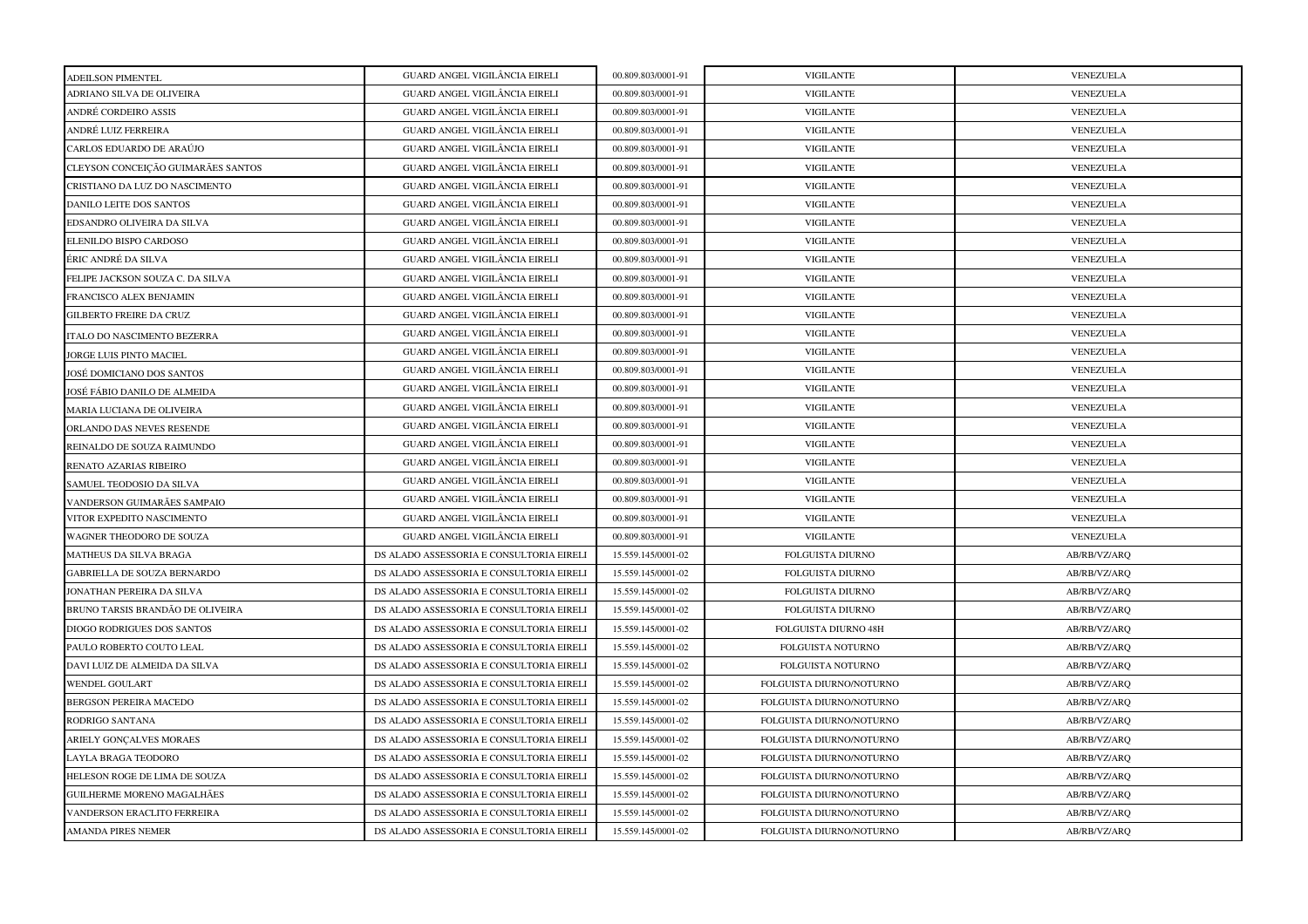| | | | | |
|---|---|---|---|---|
| ADEILSON PIMENTEL | GUARD ANGEL VIGILÂNCIA EIRELI | 00.809.803/0001-91 | VIGILANTE | VENEZUELA |
| ADRIANO SILVA DE OLIVEIRA | GUARD ANGEL VIGILÂNCIA EIRELI | 00.809.803/0001-91 | VIGILANTE | VENEZUELA |
| ANDRÉ CORDEIRO ASSIS | GUARD ANGEL VIGILÂNCIA EIRELI | 00.809.803/0001-91 | VIGILANTE | VENEZUELA |
| ANDRÉ LUIZ FERREIRA | GUARD ANGEL VIGILÂNCIA EIRELI | 00.809.803/0001-91 | VIGILANTE | VENEZUELA |
| CARLOS EDUARDO DE ARAÚJO | GUARD ANGEL VIGILÂNCIA EIRELI | 00.809.803/0001-91 | VIGILANTE | VENEZUELA |
| CLEYSON CONCEIÇÃO GUIMARÃES SANTOS | GUARD ANGEL VIGILÂNCIA EIRELI | 00.809.803/0001-91 | VIGILANTE | VENEZUELA |
| CRISTIANO DA LUZ DO NASCIMENTO | GUARD ANGEL VIGILÂNCIA EIRELI | 00.809.803/0001-91 | VIGILANTE | VENEZUELA |
| DANILO LEITE DOS SANTOS | GUARD ANGEL VIGILÂNCIA EIRELI | 00.809.803/0001-91 | VIGILANTE | VENEZUELA |
| EDSANDRO OLIVEIRA DA SILVA | GUARD ANGEL VIGILÂNCIA EIRELI | 00.809.803/0001-91 | VIGILANTE | VENEZUELA |
| ELENILDO BISPO CARDOSO | GUARD ANGEL VIGILÂNCIA EIRELI | 00.809.803/0001-91 | VIGILANTE | VENEZUELA |
| ÉRIC ANDRÉ DA SILVA | GUARD ANGEL VIGILÂNCIA EIRELI | 00.809.803/0001-91 | VIGILANTE | VENEZUELA |
| FELIPE JACKSON SOUZA C. DA SILVA | GUARD ANGEL VIGILÂNCIA EIRELI | 00.809.803/0001-91 | VIGILANTE | VENEZUELA |
| FRANCISCO ALEX BENJAMIN | GUARD ANGEL VIGILÂNCIA EIRELI | 00.809.803/0001-91 | VIGILANTE | VENEZUELA |
| GILBERTO FREIRE DA CRUZ | GUARD ANGEL VIGILÂNCIA EIRELI | 00.809.803/0001-91 | VIGILANTE | VENEZUELA |
| ITALO DO NASCIMENTO BEZERRA | GUARD ANGEL VIGILÂNCIA EIRELI | 00.809.803/0001-91 | VIGILANTE | VENEZUELA |
| JORGE LUIS PINTO MACIEL | GUARD ANGEL VIGILÂNCIA EIRELI | 00.809.803/0001-91 | VIGILANTE | VENEZUELA |
| JOSÉ DOMICIANO DOS SANTOS | GUARD ANGEL VIGILÂNCIA EIRELI | 00.809.803/0001-91 | VIGILANTE | VENEZUELA |
| JOSÉ FÁBIO DANILO DE ALMEIDA | GUARD ANGEL VIGILÂNCIA EIRELI | 00.809.803/0001-91 | VIGILANTE | VENEZUELA |
| MARIA LUCIANA DE OLIVEIRA | GUARD ANGEL VIGILÂNCIA EIRELI | 00.809.803/0001-91 | VIGILANTE | VENEZUELA |
| ORLANDO DAS NEVES RESENDE | GUARD ANGEL VIGILÂNCIA EIRELI | 00.809.803/0001-91 | VIGILANTE | VENEZUELA |
| REINALDO DE SOUZA RAIMUNDO | GUARD ANGEL VIGILÂNCIA EIRELI | 00.809.803/0001-91 | VIGILANTE | VENEZUELA |
| RENATO AZARIAS RIBEIRO | GUARD ANGEL VIGILÂNCIA EIRELI | 00.809.803/0001-91 | VIGILANTE | VENEZUELA |
| SAMUEL TEODOSIO DA SILVA | GUARD ANGEL VIGILÂNCIA EIRELI | 00.809.803/0001-91 | VIGILANTE | VENEZUELA |
| VANDERSON GUIMARÃES SAMPAIO | GUARD ANGEL VIGILÂNCIA EIRELI | 00.809.803/0001-91 | VIGILANTE | VENEZUELA |
| VITOR EXPEDITO NASCIMENTO | GUARD ANGEL VIGILÂNCIA EIRELI | 00.809.803/0001-91 | VIGILANTE | VENEZUELA |
| WAGNER THEODORO DE SOUZA | GUARD ANGEL VIGILÂNCIA EIRELI | 00.809.803/0001-91 | VIGILANTE | VENEZUELA |
| MATHEUS DA SILVA BRAGA | DS ALADO ASSESSORIA E CONSULTORIA EIRELI | 15.559.145/0001-02 | FOLGUISTA DIURNO | AB/RB/VZ/ARQ |
| GABRIELLA DE SOUZA BERNARDO | DS ALADO ASSESSORIA E CONSULTORIA EIRELI | 15.559.145/0001-02 | FOLGUISTA DIURNO | AB/RB/VZ/ARQ |
| JONATHAN PEREIRA DA SILVA | DS ALADO ASSESSORIA E CONSULTORIA EIRELI | 15.559.145/0001-02 | FOLGUISTA DIURNO | AB/RB/VZ/ARQ |
| BRUNO TARSIS BRANDÃO DE OLIVEIRA | DS ALADO ASSESSORIA E CONSULTORIA EIRELI | 15.559.145/0001-02 | FOLGUISTA DIURNO | AB/RB/VZ/ARQ |
| DIOGO RODRIGUES DOS SANTOS | DS ALADO ASSESSORIA E CONSULTORIA EIRELI | 15.559.145/0001-02 | FOLGUISTA DIURNO 48H | AB/RB/VZ/ARQ |
| PAULO ROBERTO COUTO LEAL | DS ALADO ASSESSORIA E CONSULTORIA EIRELI | 15.559.145/0001-02 | FOLGUISTA NOTURNO | AB/RB/VZ/ARQ |
| DAVI LUIZ DE ALMEIDA DA SILVA | DS ALADO ASSESSORIA E CONSULTORIA EIRELI | 15.559.145/0001-02 | FOLGUISTA NOTURNO | AB/RB/VZ/ARQ |
| WENDEL GOULART | DS ALADO ASSESSORIA E CONSULTORIA EIRELI | 15.559.145/0001-02 | FOLGUISTA DIURNO/NOTURNO | AB/RB/VZ/ARQ |
| BERGSON PEREIRA MACEDO | DS ALADO ASSESSORIA E CONSULTORIA EIRELI | 15.559.145/0001-02 | FOLGUISTA DIURNO/NOTURNO | AB/RB/VZ/ARQ |
| RODRIGO SANTANA | DS ALADO ASSESSORIA E CONSULTORIA EIRELI | 15.559.145/0001-02 | FOLGUISTA DIURNO/NOTURNO | AB/RB/VZ/ARQ |
| ARIELY GONÇALVES MORAES | DS ALADO ASSESSORIA E CONSULTORIA EIRELI | 15.559.145/0001-02 | FOLGUISTA DIURNO/NOTURNO | AB/RB/VZ/ARQ |
| LAYLA BRAGA TEODORO | DS ALADO ASSESSORIA E CONSULTORIA EIRELI | 15.559.145/0001-02 | FOLGUISTA DIURNO/NOTURNO | AB/RB/VZ/ARQ |
| HELESON ROGE DE LIMA DE SOUZA | DS ALADO ASSESSORIA E CONSULTORIA EIRELI | 15.559.145/0001-02 | FOLGUISTA DIURNO/NOTURNO | AB/RB/VZ/ARQ |
| GUILHERME MORENO MAGALHÃES | DS ALADO ASSESSORIA E CONSULTORIA EIRELI | 15.559.145/0001-02 | FOLGUISTA DIURNO/NOTURNO | AB/RB/VZ/ARQ |
| VANDERSON ERACLITO FERREIRA | DS ALADO ASSESSORIA E CONSULTORIA EIRELI | 15.559.145/0001-02 | FOLGUISTA DIURNO/NOTURNO | AB/RB/VZ/ARQ |
| AMANDA PIRES NEMER | DS ALADO ASSESSORIA E CONSULTORIA EIRELI | 15.559.145/0001-02 | FOLGUISTA DIURNO/NOTURNO | AB/RB/VZ/ARQ |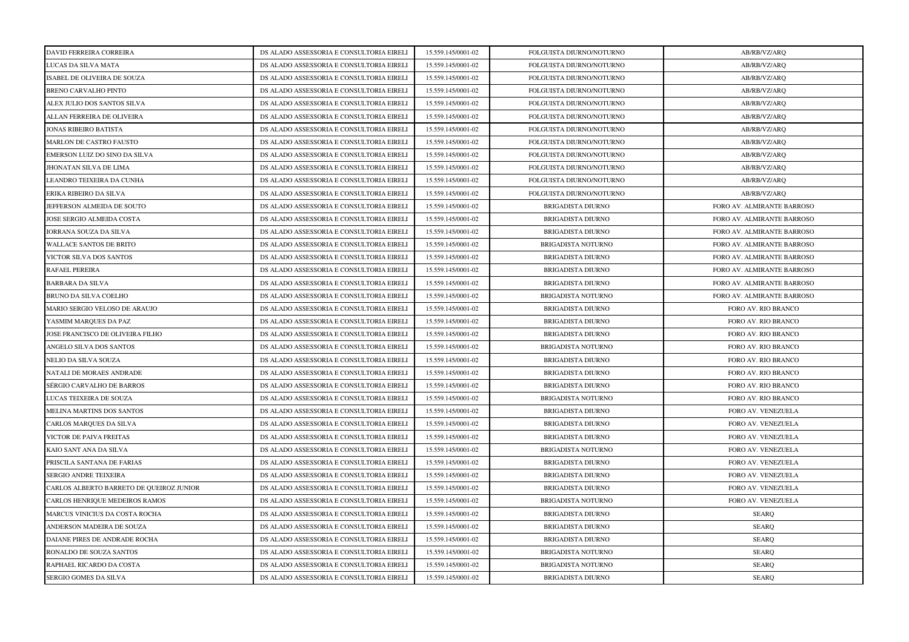| DAVID FERREIRA CORREIRA | DS ALADO ASSESSORIA E CONSULTORIA EIRELI | 15.559.145/0001-02 | FOLGUISTA DIURNO/NOTURNO | AB/RB/VZ/ARQ |
|---|---|---|---|---|
| LUCAS DA SILVA MATA | DS ALADO ASSESSORIA E CONSULTORIA EIRELI | 15.559.145/0001-02 | FOLGUISTA DIURNO/NOTURNO | AB/RB/VZ/ARQ |
| ISABEL DE OLIVEIRA DE SOUZA | DS ALADO ASSESSORIA E CONSULTORIA EIRELI | 15.559.145/0001-02 | FOLGUISTA DIURNO/NOTURNO | AB/RB/VZ/ARQ |
| BRENO CARVALHO PINTO | DS ALADO ASSESSORIA E CONSULTORIA EIRELI | 15.559.145/0001-02 | FOLGUISTA DIURNO/NOTURNO | AB/RB/VZ/ARQ |
| ALEX JULIO DOS SANTOS SILVA | DS ALADO ASSESSORIA E CONSULTORIA EIRELI | 15.559.145/0001-02 | FOLGUISTA DIURNO/NOTURNO | AB/RB/VZ/ARQ |
| ALLAN FERREIRA DE OLIVEIRA | DS ALADO ASSESSORIA E CONSULTORIA EIRELI | 15.559.145/0001-02 | FOLGUISTA DIURNO/NOTURNO | AB/RB/VZ/ARQ |
| JONAS RIBEIRO BATISTA | DS ALADO ASSESSORIA E CONSULTORIA EIRELI | 15.559.145/0001-02 | FOLGUISTA DIURNO/NOTURNO | AB/RB/VZ/ARQ |
| MARLON DE CASTRO FAUSTO | DS ALADO ASSESSORIA E CONSULTORIA EIRELI | 15.559.145/0001-02 | FOLGUISTA DIURNO/NOTURNO | AB/RB/VZ/ARQ |
| EMERSON LUIZ DO SINO DA SILVA | DS ALADO ASSESSORIA E CONSULTORIA EIRELI | 15.559.145/0001-02 | FOLGUISTA DIURNO/NOTURNO | AB/RB/VZ/ARQ |
| JHONATAN SILVA DE LIMA | DS ALADO ASSESSORIA E CONSULTORIA EIRELI | 15.559.145/0001-02 | FOLGUISTA DIURNO/NOTURNO | AB/RB/VZ/ARQ |
| LEANDRO TEIXEIRA DA CUNHA | DS ALADO ASSESSORIA E CONSULTORIA EIRELI | 15.559.145/0001-02 | FOLGUISTA DIURNO/NOTURNO | AB/RB/VZ/ARQ |
| ERIKA RIBEIRO DA SILVA | DS ALADO ASSESSORIA E CONSULTORIA EIRELI | 15.559.145/0001-02 | FOLGUISTA DIURNO/NOTURNO | AB/RB/VZ/ARQ |
| JEFFERSON ALMEIDA DE SOUTO | DS ALADO ASSESSORIA E CONSULTORIA EIRELI | 15.559.145/0001-02 | BRIGADISTA DIURNO | FORO AV. ALMIRANTE BARROSO |
| JOSE SERGIO ALMEIDA COSTA | DS ALADO ASSESSORIA E CONSULTORIA EIRELI | 15.559.145/0001-02 | BRIGADISTA DIURNO | FORO AV. ALMIRANTE BARROSO |
| IORRANA SOUZA DA SILVA | DS ALADO ASSESSORIA E CONSULTORIA EIRELI | 15.559.145/0001-02 | BRIGADISTA DIURNO | FORO AV. ALMIRANTE BARROSO |
| WALLACE SANTOS DE BRITO | DS ALADO ASSESSORIA E CONSULTORIA EIRELI | 15.559.145/0001-02 | BRIGADISTA NOTURNO | FORO AV. ALMIRANTE BARROSO |
| VICTOR SILVA DOS SANTOS | DS ALADO ASSESSORIA E CONSULTORIA EIRELI | 15.559.145/0001-02 | BRIGADISTA DIURNO | FORO AV. ALMIRANTE BARROSO |
| RAFAEL PEREIRA | DS ALADO ASSESSORIA E CONSULTORIA EIRELI | 15.559.145/0001-02 | BRIGADISTA DIURNO | FORO AV. ALMIRANTE BARROSO |
| BARBARA DA SILVA | DS ALADO ASSESSORIA E CONSULTORIA EIRELI | 15.559.145/0001-02 | BRIGADISTA DIURNO | FORO AV. ALMIRANTE BARROSO |
| BRUNO DA SILVA COELHO | DS ALADO ASSESSORIA E CONSULTORIA EIRELI | 15.559.145/0001-02 | BRIGADISTA NOTURNO | FORO AV. ALMIRANTE BARROSO |
| MARIO SERGIO VELOSO DE ARAUJO | DS ALADO ASSESSORIA E CONSULTORIA EIRELI | 15.559.145/0001-02 | BRIGADISTA DIURNO | FORO AV. RIO BRANCO |
| YASMIM MARQUES DA PAZ | DS ALADO ASSESSORIA E CONSULTORIA EIRELI | 15.559.145/0001-02 | BRIGADISTA DIURNO | FORO AV. RIO BRANCO |
| JOSE FRANCISCO DE OLIVEIRA FILHO | DS ALADO ASSESSORIA E CONSULTORIA EIRELI | 15.559.145/0001-02 | BRIGADISTA DIURNO | FORO AV. RIO BRANCO |
| ANGELO SILVA DOS SANTOS | DS ALADO ASSESSORIA E CONSULTORIA EIRELI | 15.559.145/0001-02 | BRIGADISTA NOTURNO | FORO AV. RIO BRANCO |
| NELIO DA SILVA SOUZA | DS ALADO ASSESSORIA E CONSULTORIA EIRELI | 15.559.145/0001-02 | BRIGADISTA DIURNO | FORO AV. RIO BRANCO |
| NATALI DE MORAES ANDRADE | DS ALADO ASSESSORIA E CONSULTORIA EIRELI | 15.559.145/0001-02 | BRIGADISTA DIURNO | FORO AV. RIO BRANCO |
| SÉRGIO CARVALHO DE BARROS | DS ALADO ASSESSORIA E CONSULTORIA EIRELI | 15.559.145/0001-02 | BRIGADISTA DIURNO | FORO AV. RIO BRANCO |
| LUCAS TEIXEIRA DE SOUZA | DS ALADO ASSESSORIA E CONSULTORIA EIRELI | 15.559.145/0001-02 | BRIGADISTA NOTURNO | FORO AV. RIO BRANCO |
| MELINA MARTINS DOS SANTOS | DS ALADO ASSESSORIA E CONSULTORIA EIRELI | 15.559.145/0001-02 | BRIGADISTA DIURNO | FORO AV. VENEZUELA |
| CARLOS MARQUES DA SILVA | DS ALADO ASSESSORIA E CONSULTORIA EIRELI | 15.559.145/0001-02 | BRIGADISTA DIURNO | FORO AV. VENEZUELA |
| VICTOR DE PAIVA FREITAS | DS ALADO ASSESSORIA E CONSULTORIA EIRELI | 15.559.145/0001-02 | BRIGADISTA DIURNO | FORO AV. VENEZUELA |
| KAIO SANT ANA DA SILVA | DS ALADO ASSESSORIA E CONSULTORIA EIRELI | 15.559.145/0001-02 | BRIGADISTA NOTURNO | FORO AV. VENEZUELA |
| PRISCILA SANTANA DE FARIAS | DS ALADO ASSESSORIA E CONSULTORIA EIRELI | 15.559.145/0001-02 | BRIGADISTA DIURNO | FORO AV. VENEZUELA |
| SERGIO ANDRE TEIXEIRA | DS ALADO ASSESSORIA E CONSULTORIA EIRELI | 15.559.145/0001-02 | BRIGADISTA DIURNO | FORO AV. VENEZUELA |
| CARLOS ALBERTO BARRETO DE QUEIROZ JUNIOR | DS ALADO ASSESSORIA E CONSULTORIA EIRELI | 15.559.145/0001-02 | BRIGADISTA DIURNO | FORO AV. VENEZUELA |
| CARLOS HENRIQUE MEDEIROS RAMOS | DS ALADO ASSESSORIA E CONSULTORIA EIRELI | 15.559.145/0001-02 | BRIGADISTA NOTURNO | FORO AV. VENEZUELA |
| MARCUS VINICIUS DA COSTA ROCHA | DS ALADO ASSESSORIA E CONSULTORIA EIRELI | 15.559.145/0001-02 | BRIGADISTA DIURNO | SEARQ |
| ANDERSON MADEIRA DE SOUZA | DS ALADO ASSESSORIA E CONSULTORIA EIRELI | 15.559.145/0001-02 | BRIGADISTA DIURNO | SEARQ |
| DAIANE PIRES DE ANDRADE ROCHA | DS ALADO ASSESSORIA E CONSULTORIA EIRELI | 15.559.145/0001-02 | BRIGADISTA DIURNO | SEARQ |
| RONALDO DE SOUZA SANTOS | DS ALADO ASSESSORIA E CONSULTORIA EIRELI | 15.559.145/0001-02 | BRIGADISTA NOTURNO | SEARQ |
| RAPHAEL RICARDO DA COSTA | DS ALADO ASSESSORIA E CONSULTORIA EIRELI | 15.559.145/0001-02 | BRIGADISTA NOTURNO | SEARQ |
| SERGIO GOMES DA SILVA | DS ALADO ASSESSORIA E CONSULTORIA EIRELI | 15.559.145/0001-02 | BRIGADISTA DIURNO | SEARQ |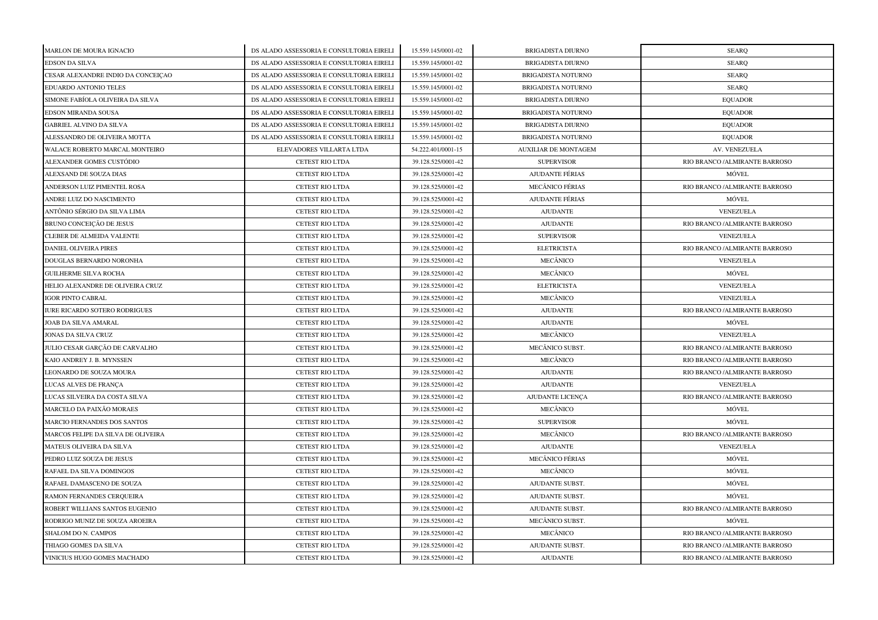| | | | | |
|---|---|---|---|---|
| MARLON DE MOURA IGNACIO | DS ALADO ASSESSORIA E CONSULTORIA EIRELI | 15.559.145/0001-02 | BRIGADISTA DIURNO | SEARQ |
| EDSON DA SILVA | DS ALADO ASSESSORIA E CONSULTORIA EIRELI | 15.559.145/0001-02 | BRIGADISTA DIURNO | SEARQ |
| CESAR ALEXANDRE INDIO DA CONCEIÇAO | DS ALADO ASSESSORIA E CONSULTORIA EIRELI | 15.559.145/0001-02 | BRIGADISTA NOTURNO | SEARQ |
| EDUARDO ANTONIO TELES | DS ALADO ASSESSORIA E CONSULTORIA EIRELI | 15.559.145/0001-02 | BRIGADISTA NOTURNO | SEARQ |
| SIMONE FABÍOLA OLIVEIRA DA SILVA | DS ALADO ASSESSORIA E CONSULTORIA EIRELI | 15.559.145/0001-02 | BRIGADISTA DIURNO | EQUADOR |
| EDSON MIRANDA SOUSA | DS ALADO ASSESSORIA E CONSULTORIA EIRELI | 15.559.145/0001-02 | BRIGADISTA NOTURNO | EQUADOR |
| GABRIEL ALVINO DA SILVA | DS ALADO ASSESSORIA E CONSULTORIA EIRELI | 15.559.145/0001-02 | BRIGADISTA DIURNO | EQUADOR |
| ALESSANDRO DE OLIVEIRA MOTTA | DS ALADO ASSESSORIA E CONSULTORIA EIRELI | 15.559.145/0001-02 | BRIGADISTA NOTURNO | EQUADOR |
| WALACE ROBERTO MARCAL MONTEIRO | ELEVADORES VILLARTA LTDA | 54.222.401/0001-15 | AUXILIAR DE MONTAGEM | AV. VENEZUELA |
| ALEXANDER GOMES CUSTÓDIO | CETEST RIO LTDA | 39.128.525/0001-42 | SUPERVISOR | RIO BRANCO /ALMIRANTE BARROSO |
| ALEXSAND DE SOUZA DIAS | CETEST RIO LTDA | 39.128.525/0001-42 | AJUDANTE FÉRIAS | MÓVEL |
| ANDERSON LUIZ PIMENTEL ROSA | CETEST RIO LTDA | 39.128.525/0001-42 | MECÂNICO FÉRIAS | RIO BRANCO /ALMIRANTE BARROSO |
| ANDRE LUIZ DO NASCIMENTO | CETEST RIO LTDA | 39.128.525/0001-42 | AJUDANTE FÉRIAS | MÓVEL |
| ANTÔNIO SÉRGIO DA SILVA LIMA | CETEST RIO LTDA | 39.128.525/0001-42 | AJUDANTE | VENEZUELA |
| BRUNO CONCEIÇÃO DE JESUS | CETEST RIO LTDA | 39.128.525/0001-42 | AJUDANTE | RIO BRANCO /ALMIRANTE BARROSO |
| CLEBER DE ALMEIDA VALENTE | CETEST RIO LTDA | 39.128.525/0001-42 | SUPERVISOR | VENEZUELA |
| DANIEL OLIVEIRA PIRES | CETEST RIO LTDA | 39.128.525/0001-42 | ELETRICISTA | RIO BRANCO /ALMIRANTE BARROSO |
| DOUGLAS BERNARDO NORONHA | CETEST RIO LTDA | 39.128.525/0001-42 | MECÂNICO | VENEZUELA |
| GUILHERME SILVA ROCHA | CETEST RIO LTDA | 39.128.525/0001-42 | MECÂNICO | MÓVEL |
| HELIO ALEXANDRE DE OLIVEIRA CRUZ | CETEST RIO LTDA | 39.128.525/0001-42 | ELETRICISTA | VENEZUELA |
| IGOR PINTO CABRAL | CETEST RIO LTDA | 39.128.525/0001-42 | MECÂNICO | VENEZUELA |
| IURE RICARDO SOTERO RODRIGUES | CETEST RIO LTDA | 39.128.525/0001-42 | AJUDANTE | RIO BRANCO /ALMIRANTE BARROSO |
| JOAB DA SILVA AMARAL | CETEST RIO LTDA | 39.128.525/0001-42 | AJUDANTE | MÓVEL |
| JONAS DA SILVA CRUZ | CETEST RIO LTDA | 39.128.525/0001-42 | MECÂNICO | VENEZUELA |
| JULIO CESAR GARÇÃO DE CARVALHO | CETEST RIO LTDA | 39.128.525/0001-42 | MECÂNICO SUBST. | RIO BRANCO /ALMIRANTE BARROSO |
| KAIO ANDREY J. B. MYNSSEN | CETEST RIO LTDA | 39.128.525/0001-42 | MECÂNICO | RIO BRANCO /ALMIRANTE BARROSO |
| LEONARDO DE SOUZA MOURA | CETEST RIO LTDA | 39.128.525/0001-42 | AJUDANTE | RIO BRANCO /ALMIRANTE BARROSO |
| LUCAS ALVES DE FRANÇA | CETEST RIO LTDA | 39.128.525/0001-42 | AJUDANTE | VENEZUELA |
| LUCAS SILVEIRA DA COSTA SILVA | CETEST RIO LTDA | 39.128.525/0001-42 | AJUDANTE LICENÇA | RIO BRANCO /ALMIRANTE BARROSO |
| MARCELO DA PAIXÃO MORAES | CETEST RIO LTDA | 39.128.525/0001-42 | MECÂNICO | MÓVEL |
| MARCIO FERNANDES DOS SANTOS | CETEST RIO LTDA | 39.128.525/0001-42 | SUPERVISOR | MÓVEL |
| MARCOS FELIPE DA SILVA DE OLIVEIRA | CETEST RIO LTDA | 39.128.525/0001-42 | MECÂNICO | RIO BRANCO /ALMIRANTE BARROSO |
| MATEUS OLIVEIRA DA SILVA | CETEST RIO LTDA | 39.128.525/0001-42 | AJUDANTE | VENEZUELA |
| PEDRO LUIZ SOUZA DE JESUS | CETEST RIO LTDA | 39.128.525/0001-42 | MECÂNICO FÉRIAS | MÓVEL |
| RAFAEL DA SILVA DOMINGOS | CETEST RIO LTDA | 39.128.525/0001-42 | MECÂNICO | MÓVEL |
| RAFAEL DAMASCENO DE SOUZA | CETEST RIO LTDA | 39.128.525/0001-42 | AJUDANTE SUBST. | MÓVEL |
| RAMON FERNANDES CERQUEIRA | CETEST RIO LTDA | 39.128.525/0001-42 | AJUDANTE SUBST. | MÓVEL |
| ROBERT WILLIANS SANTOS EUGENIO | CETEST RIO LTDA | 39.128.525/0001-42 | AJUDANTE SUBST. | RIO BRANCO /ALMIRANTE BARROSO |
| RODRIGO MUNIZ DE SOUZA AROEIRA | CETEST RIO LTDA | 39.128.525/0001-42 | MECÂNICO SUBST. | MÓVEL |
| SHALOM DO N. CAMPOS | CETEST RIO LTDA | 39.128.525/0001-42 | MECÂNICO | RIO BRANCO /ALMIRANTE BARROSO |
| THIAGO GOMES DA SILVA | CETEST RIO LTDA | 39.128.525/0001-42 | AJUDANTE SUBST. | RIO BRANCO /ALMIRANTE BARROSO |
| VINICIUS HUGO GOMES MACHADO | CETEST RIO LTDA | 39.128.525/0001-42 | AJUDANTE | RIO BRANCO /ALMIRANTE BARROSO |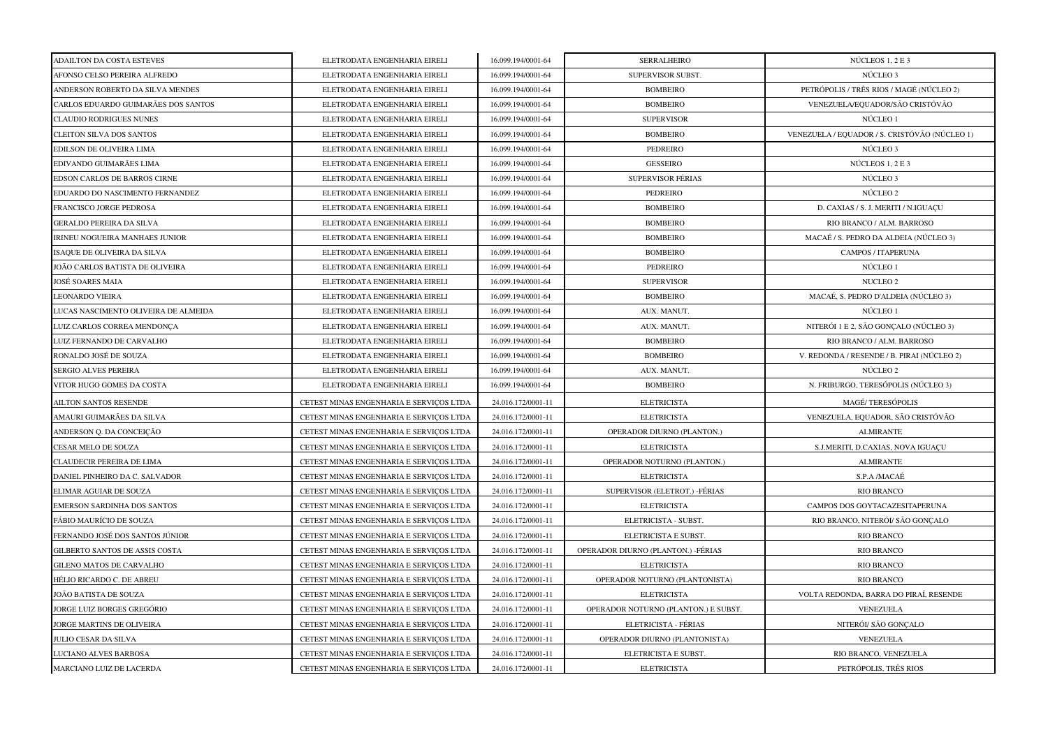| | | | | |
|---|---|---|---|---|
| ADAILTON DA COSTA ESTEVES | ELETRODATA ENGENHARIA EIRELI | 16.099.194/0001-64 | SERRALHEIRO | NÚCLEOS 1, 2 E 3 |
| AFONSO CELSO PEREIRA ALFREDO | ELETRODATA ENGENHARIA EIRELI | 16.099.194/0001-64 | SUPERVISOR SUBST. | NÚCLEO 3 |
| ANDERSON ROBERTO DA SILVA MENDES | ELETRODATA ENGENHARIA EIRELI | 16.099.194/0001-64 | BOMBEIRO | PETRÓPOLIS / TRÊS RIOS / MAGÉ (NÚCLEO 2) |
| CARLOS EDUARDO GUIMARÃES DOS SANTOS | ELETRODATA ENGENHARIA EIRELI | 16.099.194/0001-64 | BOMBEIRO | VENEZUELA/EQUADOR/SÃO CRISTÓVÃO |
| CLAUDIO RODRIGUES NUNES | ELETRODATA ENGENHARIA EIRELI | 16.099.194/0001-64 | SUPERVISOR | NÚCLEO 1 |
| CLEITON SILVA DOS SANTOS | ELETRODATA ENGENHARIA EIRELI | 16.099.194/0001-64 | BOMBEIRO | VENEZUELA / EQUADOR / S. CRISTÓVÃO (NÚCLEO 1) |
| EDILSON DE OLIVEIRA LIMA | ELETRODATA ENGENHARIA EIRELI | 16.099.194/0001-64 | PEDREIRO | NÚCLEO 3 |
| EDIVANDO GUIMARÃES LIMA | ELETRODATA ENGENHARIA EIRELI | 16.099.194/0001-64 | GESSEIRO | NÚCLEOS 1, 2 E 3 |
| EDSON CARLOS DE BARROS CIRNE | ELETRODATA ENGENHARIA EIRELI | 16.099.194/0001-64 | SUPERVISOR FÉRIAS | NÚCLEO 3 |
| EDUARDO DO NASCIMENTO FERNANDEZ | ELETRODATA ENGENHARIA EIRELI | 16.099.194/0001-64 | PEDREIRO | NÚCLEO 2 |
| FRANCISCO JORGE PEDROSA | ELETRODATA ENGENHARIA EIRELI | 16.099.194/0001-64 | BOMBEIRO | D. CAXIAS / S. J. MERITI / N.IGUAÇU |
| GERALDO PEREIRA DA SILVA | ELETRODATA ENGENHARIA EIRELI | 16.099.194/0001-64 | BOMBEIRO | RIO BRANCO / ALM. BARROSO |
| IRINEU NOGUEIRA MANHAES JUNIOR | ELETRODATA ENGENHARIA EIRELI | 16.099.194/0001-64 | BOMBEIRO | MACAÉ / S. PEDRO DA ALDEIA (NÚCLEO 3) |
| ISAQUE DE OLIVEIRA DA SILVA | ELETRODATA ENGENHARIA EIRELI | 16.099.194/0001-64 | BOMBEIRO | CAMPOS / ITAPERUNA |
| JOÃO CARLOS BATISTA DE OLIVEIRA | ELETRODATA ENGENHARIA EIRELI | 16.099.194/0001-64 | PEDREIRO | NÚCLEO 1 |
| JOSÉ SOARES MAIA | ELETRODATA ENGENHARIA EIRELI | 16.099.194/0001-64 | SUPERVISOR | NUCLEO 2 |
| LEONARDO VIEIRA | ELETRODATA ENGENHARIA EIRELI | 16.099.194/0001-64 | BOMBEIRO | MACAÉ, S. PEDRO D'ALDEIA (NÚCLEO 3) |
| LUCAS NASCIMENTO OLIVEIRA DE ALMEIDA | ELETRODATA ENGENHARIA EIRELI | 16.099.194/0001-64 | AUX. MANUT. | NÚCLEO 1 |
| LUIZ CARLOS CORREA MENDONÇA | ELETRODATA ENGENHARIA EIRELI | 16.099.194/0001-64 | AUX. MANUT. | NITERÓI 1 E 2, SÃO GONÇALO (NÚCLEO 3) |
| LUIZ FERNANDO DE CARVALHO | ELETRODATA ENGENHARIA EIRELI | 16.099.194/0001-64 | BOMBEIRO | RIO BRANCO / ALM. BARROSO |
| RONALDO JOSÉ DE SOUZA | ELETRODATA ENGENHARIA EIRELI | 16.099.194/0001-64 | BOMBEIRO | V. REDONDA / RESENDE / B. PIRAI (NÚCLEO 2) |
| SERGIO ALVES PEREIRA | ELETRODATA ENGENHARIA EIRELI | 16.099.194/0001-64 | AUX. MANUT. | NÚCLEO 2 |
| VITOR HUGO GOMES DA COSTA | ELETRODATA ENGENHARIA EIRELI | 16.099.194/0001-64 | BOMBEIRO | N. FRIBURGO, TERESÓPOLIS (NÚCLEO 3) |
| AILTON SANTOS RESENDE | CETEST MINAS ENGENHARIA E SERVIÇOS LTDA | 24.016.172/0001-11 | ELETRICISTA | MAGÉ/ TERESÓPOLIS |
| AMAURI GUIMARÃES DA SILVA | CETEST MINAS ENGENHARIA E SERVIÇOS LTDA | 24.016.172/0001-11 | ELETRICISTA | VENEZUELA, EQUADOR, SÃO CRISTÓVÃO |
| ANDERSON Q. DA CONCEIÇÃO | CETEST MINAS ENGENHARIA E SERVIÇOS LTDA | 24.016.172/0001-11 | OPERADOR DIURNO (PLANTON.) | ALMIRANTE |
| CESAR MELO DE SOUZA | CETEST MINAS ENGENHARIA E SERVIÇOS LTDA | 24.016.172/0001-11 | ELETRICISTA | S.J.MERITI, D.CAXIAS, NOVA IGUAÇU |
| CLAUDECIR PEREIRA DE LIMA | CETEST MINAS ENGENHARIA E SERVIÇOS LTDA | 24.016.172/0001-11 | OPERADOR NOTURNO (PLANTON.) | ALMIRANTE |
| DANIEL PINHEIRO DA C. SALVADOR | CETEST MINAS ENGENHARIA E SERVIÇOS LTDA | 24.016.172/0001-11 | ELETRICISTA | S.P.A /MACAÉ |
| ELIMAR AGUIAR DE SOUZA | CETEST MINAS ENGENHARIA E SERVIÇOS LTDA | 24.016.172/0001-11 | SUPERVISOR (ELETROT.) -FÉRIAS | RIO BRANCO |
| EMERSON SARDINHA DOS SANTOS | CETEST MINAS ENGENHARIA E SERVIÇOS LTDA | 24.016.172/0001-11 | ELETRICISTA | CAMPOS DOS GOYTACAZESITAPERUNA |
| FÁBIO MAURÍCIO DE SOUZA | CETEST MINAS ENGENHARIA E SERVIÇOS LTDA | 24.016.172/0001-11 | ELETRICISTA - SUBST. | RIO BRANCO, NITERÓI/ SÃO GONÇALO |
| FERNANDO JOSÉ DOS SANTOS JÚNIOR | CETEST MINAS ENGENHARIA E SERVIÇOS LTDA | 24.016.172/0001-11 | ELETRICISTA E SUBST. | RIO BRANCO |
| GILBERTO SANTOS DE ASSIS COSTA | CETEST MINAS ENGENHARIA E SERVIÇOS LTDA | 24.016.172/0001-11 | OPERADOR DIURNO (PLANTON.) -FÉRIAS | RIO BRANCO |
| GILENO MATOS DE CARVALHO | CETEST MINAS ENGENHARIA E SERVIÇOS LTDA | 24.016.172/0001-11 | ELETRICISTA | RIO BRANCO |
| HÉLIO RICARDO C. DE ABREU | CETEST MINAS ENGENHARIA E SERVIÇOS LTDA | 24.016.172/0001-11 | OPERADOR NOTURNO (PLANTONISTA) | RIO BRANCO |
| JOÃO BATISTA DE SOUZA | CETEST MINAS ENGENHARIA E SERVIÇOS LTDA | 24.016.172/0001-11 | ELETRICISTA | VOLTA REDONDA, BARRA DO PIRAÍ, RESENDE |
| JORGE LUIZ BORGES GREGÓRIO | CETEST MINAS ENGENHARIA E SERVIÇOS LTDA | 24.016.172/0001-11 | OPERADOR NOTURNO (PLANTON.) E SUBST. | VENEZUELA |
| JORGE MARTINS DE OLIVEIRA | CETEST MINAS ENGENHARIA E SERVIÇOS LTDA | 24.016.172/0001-11 | ELETRICISTA - FÉRIAS | NITERÓI/ SÃO GONÇALO |
| JULIO CESAR DA SILVA | CETEST MINAS ENGENHARIA E SERVIÇOS LTDA | 24.016.172/0001-11 | OPERADOR DIURNO (PLANTONISTA) | VENEZUELA |
| LUCIANO ALVES BARBOSA | CETEST MINAS ENGENHARIA E SERVIÇOS LTDA | 24.016.172/0001-11 | ELETRICISTA E SUBST. | RIO BRANCO, VENEZUELA |
| MARCIANO LUIZ DE LACERDA | CETEST MINAS ENGENHARIA E SERVIÇOS LTDA | 24.016.172/0001-11 | ELETRICISTA | PETRÓPOLIS, TRÊS RIOS |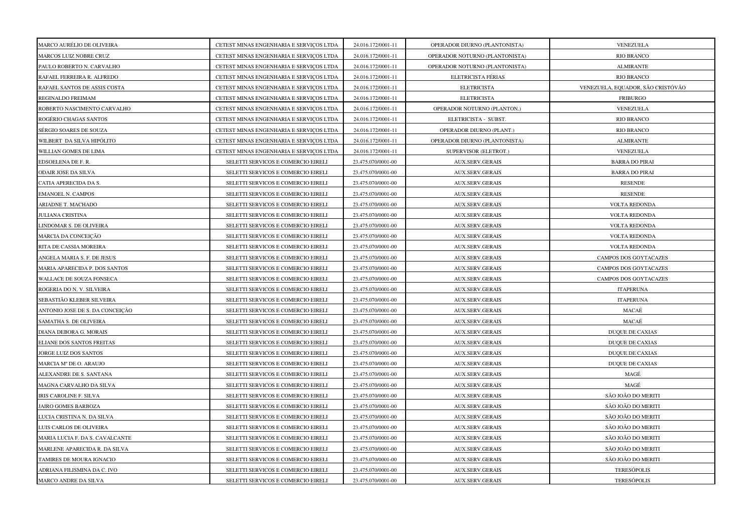| | | | | |
|---|---|---|---|---|
| MARCO AURÉLIO DE OLIVEIRA | CETEST MINAS ENGENHARIA E SERVIÇOS LTDA | 24.016.172/0001-11 | OPERADOR DIURNO (PLANTONISTA) | VENEZUELA |
| MARCOS LUIZ NOBRE CRUZ | CETEST MINAS ENGENHARIA E SERVIÇOS LTDA | 24.016.172/0001-11 | OPERADOR NOTURNO (PLANTONISTA) | RIO BRANCO |
| PAULO ROBERTO N. CARVALHO | CETEST MINAS ENGENHARIA E SERVIÇOS LTDA | 24.016.172/0001-11 | OPERADOR NOTURNO (PLANTONISTA) | ALMIRANTE |
| RAFAEL FERREIRA R. ALFREDO | CETEST MINAS ENGENHARIA E SERVIÇOS LTDA | 24.016.172/0001-11 | ELETRICISTA FÉRIAS | RIO BRANCO |
| RAFAEL SANTOS DE ASSIS COSTA | CETEST MINAS ENGENHARIA E SERVIÇOS LTDA | 24.016.172/0001-11 | ELETRICISTA | VENEZUELA, EQUADOR, SÃO CRISTÓVÃO |
| REGINALDO FREIMAM | CETEST MINAS ENGENHARIA E SERVIÇOS LTDA | 24.016.172/0001-11 | ELETRICISTA | FRIBURGO |
| ROBERTO NASCIMENTO CARVALHO | CETEST MINAS ENGENHARIA E SERVIÇOS LTDA | 24.016.172/0001-11 | OPERADOR NOTURNO (PLANTON.) | VENEZUELA |
| ROGÉRIO CHAGAS SANTOS | CETEST MINAS ENGENHARIA E SERVIÇOS LTDA | 24.016.172/0001-11 | ELETRICISTA - SUBST. | RIO BRANCO |
| SÉRGIO SOARES DE SOUZA | CETEST MINAS ENGENHARIA E SERVIÇOS LTDA | 24.016.172/0001-11 | OPERADOR DIURNO (PLANT.) | RIO BRANCO |
| WILBERT DA SILVA HIPÓLITO | CETEST MINAS ENGENHARIA E SERVIÇOS LTDA | 24.016.172/0001-11 | OPERADOR DIURNO (PLANTONISTA) | ALMIRANTE |
| WILLIAN GOMES DE LIMA | CETEST MINAS ENGENHARIA E SERVIÇOS LTDA | 24.016.172/0001-11 | SUPERVISOR (ELETROT.) | VENEZUELA |
| EDSOELENA DE F. R. | SELETTI SERVICOS E COMERCIO EIRELI | 23.475.070/0001-00 | AUX.SERV.GERAIS | BARRA DO PIRAI |
| ODAIR JOSE DA SILVA | SELETTI SERVICOS E COMERCIO EIRELI | 23.475.070/0001-00 | AUX.SERV.GERAIS | BARRA DO PIRAI |
| CATIA APERECIDA DA S. | SELETTI SERVICOS E COMERCIO EIRELI | 23.475.070/0001-00 | AUX.SERV.GERAIS | RESENDE |
| EMANOEL N. CAMPOS | SELETTI SERVICOS E COMERCIO EIRELI | 23.475.070/0001-00 | AUX.SERV.GERAIS | RESENDE |
| ARIADNE T. MACHADO | SELETTI SERVICOS E COMERCIO EIRELI | 23.475.070/0001-00 | AUX.SERV.GERAIS | VOLTA REDONDA |
| JULIANA CRISTINA | SELETTI SERVICOS E COMERCIO EIRELI | 23.475.070/0001-00 | AUX.SERV.GERAIS | VOLTA REDONDA |
| LINDOMAR S. DE OLIVEIRA | SELETTI SERVICOS E COMERCIO EIRELI | 23.475.070/0001-00 | AUX.SERV.GERAIS | VOLTA REDONDA |
| MARCIA DA CONCEIÇÃO | SELETTI SERVICOS E COMERCIO EIRELI | 23.475.070/0001-00 | AUX.SERV.GERAIS | VOLTA REDONDA |
| RITA DE CASSIA MOREIRA | SELETTI SERVICOS E COMERCIO EIRELI | 23.475.070/0001-00 | AUX.SERV.GERAIS | VOLTA REDONDA |
| ANGELA MARIA S. F. DE JESUS | SELETTI SERVICOS E COMERCIO EIRELI | 23.475.070/0001-00 | AUX.SERV.GERAIS | CAMPOS DOS GOYTACAZES |
| MARIA APARECIDA P. DOS SANTOS | SELETTI SERVICOS E COMERCIO EIRELI | 23.475.070/0001-00 | AUX.SERV.GERAIS | CAMPOS DOS GOYTACAZES |
| WALLACE DE SOUZA FONSECA | SELETTI SERVICOS E COMERCIO EIRELI | 23.475.070/0001-00 | AUX.SERV.GERAIS | CAMPOS DOS GOYTACAZES |
| ROGERIA DO N. V. SILVEIRA | SELETTI SERVICOS E COMERCIO EIRELI | 23.475.070/0001-00 | AUX.SERV.GERAIS | ITAPERUNA |
| SEBASTIÃO KLEBER SILVEIRA | SELETTI SERVICOS E COMERCIO EIRELI | 23.475.070/0001-00 | AUX.SERV.GERAIS | ITAPERUNA |
| ANTONIO JOSE DE S. DA CONCEIÇÃO | SELETTI SERVICOS E COMERCIO EIRELI | 23.475.070/0001-00 | AUX.SERV.GERAIS | MACAÉ |
| SAMATHA S. DE OLIVEIRA | SELETTI SERVICOS E COMERCIO EIRELI | 23.475.070/0001-00 | AUX.SERV.GERAIS | MACAÉ |
| DIANA DEBORA G. MORAIS | SELETTI SERVICOS E COMERCIO EIRELI | 23.475.070/0001-00 | AUX.SERV.GERAIS | DUQUE DE CAXIAS |
| ELIANE DOS SANTOS FREITAS | SELETTI SERVICOS E COMERCIO EIRELI | 23.475.070/0001-00 | AUX.SERV.GERAIS | DUQUE DE CAXIAS |
| JORGE LUIZ DOS SANTOS | SELETTI SERVICOS E COMERCIO EIRELI | 23.475.070/0001-00 | AUX.SERV.GERAIS | DUQUE DE CAXIAS |
| MARCIA Mº DE O. ARAUJO | SELETTI SERVICOS E COMERCIO EIRELI | 23.475.070/0001-00 | AUX.SERV.GERAIS | DUQUE DE CAXIAS |
| ALEXANDRE DE S. SANTANA | SELETTI SERVICOS E COMERCIO EIRELI | 23.475.070/0001-00 | AUX.SERV.GERAIS | MAGÉ |
| MAGNA CARVALHO DA SILVA | SELETTI SERVICOS E COMERCIO EIRELI | 23.475.070/0001-00 | AUX.SERV.GERAIS | MAGÉ |
| IRIS CAROLINE F. SILVA | SELETTI SERVICOS E COMERCIO EIRELI | 23.475.070/0001-00 | AUX.SERV.GERAIS | SÃO JOÃO DO MERITI |
| JAIRO GOMES BARBOZA | SELETTI SERVICOS E COMERCIO EIRELI | 23.475.070/0001-00 | AUX.SERV.GERAIS | SÃO JOÃO DO MERITI |
| LUCIA CRISTINA N. DA SILVA | SELETTI SERVICOS E COMERCIO EIRELI | 23.475.070/0001-00 | AUX.SERV.GERAIS | SÃO JOÃO DO MERITI |
| LUIS CARLOS DE OLIVEIRA | SELETTI SERVICOS E COMERCIO EIRELI | 23.475.070/0001-00 | AUX.SERV.GERAIS | SÃO JOÃO DO MERITI |
| MARIA LUCIA F. DA S. CAVALCANTE | SELETTI SERVICOS E COMERCIO EIRELI | 23.475.070/0001-00 | AUX.SERV.GERAIS | SÃO JOÃO DO MERITI |
| MARLENE APARECIDA R. DA SILVA | SELETTI SERVICOS E COMERCIO EIRELI | 23.475.070/0001-00 | AUX.SERV.GERAIS | SÃO JOÃO DO MERITI |
| TAMIRES DE MOURA IGNACIO | SELETTI SERVICOS E COMERCIO EIRELI | 23.475.070/0001-00 | AUX.SERV.GERAIS | SÃO JOÃO DO MERITI |
| ADRIANA FILISMINA DA C. IVO | SELETTI SERVICOS E COMERCIO EIRELI | 23.475.070/0001-00 | AUX.SERV.GERAIS | TERESÓPOLIS |
| MARCO ANDRE DA SILVA | SELETTI SERVICOS E COMERCIO EIRELI | 23.475.070/0001-00 | AUX.SERV.GERAIS | TERESÓPOLIS |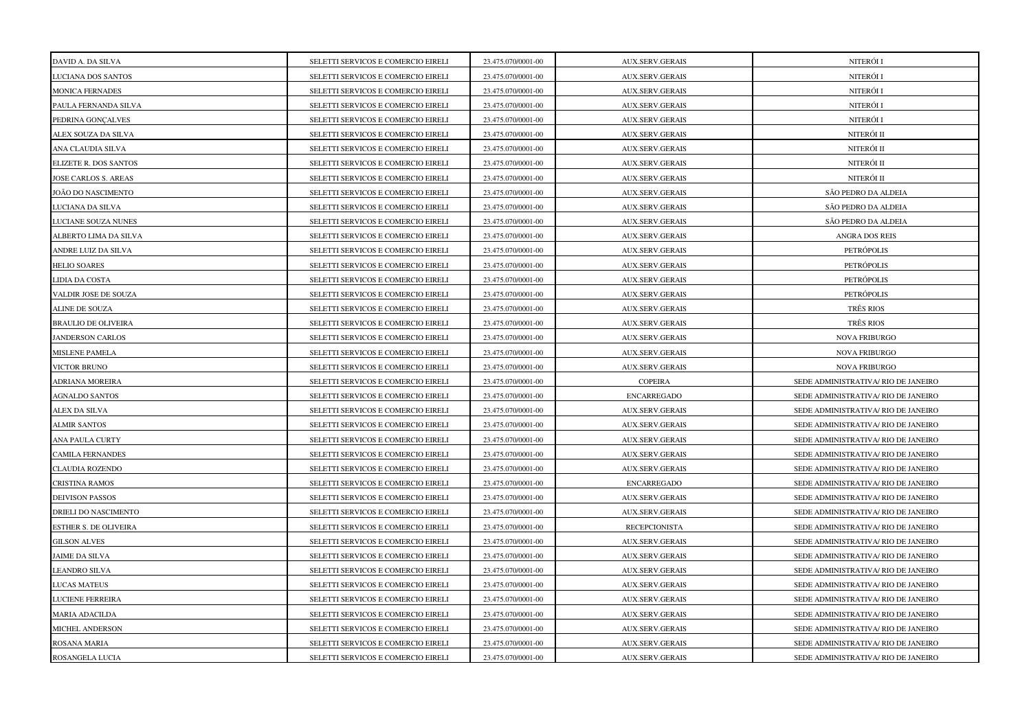| DAVID A. DA SILVA | SELETTI SERVICOS E COMERCIO EIRELI | 23.475.070/0001-00 | AUX.SERV.GERAIS | NITERÓI I |
|---|---|---|---|---|
| LUCIANA DOS SANTOS | SELETTI SERVICOS E COMERCIO EIRELI | 23.475.070/0001-00 | AUX.SERV.GERAIS | NITERÓI I |
| MONICA FERNADES | SELETTI SERVICOS E COMERCIO EIRELI | 23.475.070/0001-00 | AUX.SERV.GERAIS | NITERÓI I |
| PAULA FERNANDA SILVA | SELETTI SERVICOS E COMERCIO EIRELI | 23.475.070/0001-00 | AUX.SERV.GERAIS | NITERÓI I |
| PEDRINA GONÇALVES | SELETTI SERVICOS E COMERCIO EIRELI | 23.475.070/0001-00 | AUX.SERV.GERAIS | NITERÓI I |
| ALEX SOUZA DA SILVA | SELETTI SERVICOS E COMERCIO EIRELI | 23.475.070/0001-00 | AUX.SERV.GERAIS | NITERÓI II |
| ANA CLAUDIA SILVA | SELETTI SERVICOS E COMERCIO EIRELI | 23.475.070/0001-00 | AUX.SERV.GERAIS | NITERÓI II |
| ELIZETE R. DOS SANTOS | SELETTI SERVICOS E COMERCIO EIRELI | 23.475.070/0001-00 | AUX.SERV.GERAIS | NITERÓI II |
| JOSE CARLOS S. AREAS | SELETTI SERVICOS E COMERCIO EIRELI | 23.475.070/0001-00 | AUX.SERV.GERAIS | NITERÓI II |
| JOÃO DO NASCIMENTO | SELETTI SERVICOS E COMERCIO EIRELI | 23.475.070/0001-00 | AUX.SERV.GERAIS | SÃO PEDRO DA ALDEIA |
| LUCIANA DA SILVA | SELETTI SERVICOS E COMERCIO EIRELI | 23.475.070/0001-00 | AUX.SERV.GERAIS | SÃO PEDRO DA ALDEIA |
| LUCIANE SOUZA NUNES | SELETTI SERVICOS E COMERCIO EIRELI | 23.475.070/0001-00 | AUX.SERV.GERAIS | SÃO PEDRO DA ALDEIA |
| ALBERTO LIMA DA SILVA | SELETTI SERVICOS E COMERCIO EIRELI | 23.475.070/0001-00 | AUX.SERV.GERAIS | ANGRA DOS REIS |
| ANDRE LUIZ DA SILVA | SELETTI SERVICOS E COMERCIO EIRELI | 23.475.070/0001-00 | AUX.SERV.GERAIS | PETRÓPOLIS |
| HELIO SOARES | SELETTI SERVICOS E COMERCIO EIRELI | 23.475.070/0001-00 | AUX.SERV.GERAIS | PETRÓPOLIS |
| LIDIA DA COSTA | SELETTI SERVICOS E COMERCIO EIRELI | 23.475.070/0001-00 | AUX.SERV.GERAIS | PETRÓPOLIS |
| VALDIR JOSE DE SOUZA | SELETTI SERVICOS E COMERCIO EIRELI | 23.475.070/0001-00 | AUX.SERV.GERAIS | PETRÓPOLIS |
| ALINE DE SOUZA | SELETTI SERVICOS E COMERCIO EIRELI | 23.475.070/0001-00 | AUX.SERV.GERAIS | TRÊS RIOS |
| BRAULIO DE OLIVEIRA | SELETTI SERVICOS E COMERCIO EIRELI | 23.475.070/0001-00 | AUX.SERV.GERAIS | TRÊS RIOS |
| JANDERSON CARLOS | SELETTI SERVICOS E COMERCIO EIRELI | 23.475.070/0001-00 | AUX.SERV.GERAIS | NOVA FRIBURGO |
| MISLENE PAMELA | SELETTI SERVICOS E COMERCIO EIRELI | 23.475.070/0001-00 | AUX.SERV.GERAIS | NOVA FRIBURGO |
| VICTOR BRUNO | SELETTI SERVICOS E COMERCIO EIRELI | 23.475.070/0001-00 | AUX.SERV.GERAIS | NOVA FRIBURGO |
| ADRIANA MOREIRA | SELETTI SERVICOS E COMERCIO EIRELI | 23.475.070/0001-00 | COPEIRA | SEDE ADMINISTRATIVA/ RIO DE JANEIRO |
| AGNALDO SANTOS | SELETTI SERVICOS E COMERCIO EIRELI | 23.475.070/0001-00 | ENCARREGADO | SEDE ADMINISTRATIVA/ RIO DE JANEIRO |
| ALEX DA SILVA | SELETTI SERVICOS E COMERCIO EIRELI | 23.475.070/0001-00 | AUX.SERV.GERAIS | SEDE ADMINISTRATIVA/ RIO DE JANEIRO |
| ALMIR SANTOS | SELETTI SERVICOS E COMERCIO EIRELI | 23.475.070/0001-00 | AUX.SERV.GERAIS | SEDE ADMINISTRATIVA/ RIO DE JANEIRO |
| ANA PAULA CURTY | SELETTI SERVICOS E COMERCIO EIRELI | 23.475.070/0001-00 | AUX.SERV.GERAIS | SEDE ADMINISTRATIVA/ RIO DE JANEIRO |
| CAMILA FERNANDES | SELETTI SERVICOS E COMERCIO EIRELI | 23.475.070/0001-00 | AUX.SERV.GERAIS | SEDE ADMINISTRATIVA/ RIO DE JANEIRO |
| CLAUDIA ROZENDO | SELETTI SERVICOS E COMERCIO EIRELI | 23.475.070/0001-00 | AUX.SERV.GERAIS | SEDE ADMINISTRATIVA/ RIO DE JANEIRO |
| CRISTINA RAMOS | SELETTI SERVICOS E COMERCIO EIRELI | 23.475.070/0001-00 | ENCARREGADO | SEDE ADMINISTRATIVA/ RIO DE JANEIRO |
| DEIVISON PASSOS | SELETTI SERVICOS E COMERCIO EIRELI | 23.475.070/0001-00 | AUX.SERV.GERAIS | SEDE ADMINISTRATIVA/ RIO DE JANEIRO |
| DRIELI DO NASCIMENTO | SELETTI SERVICOS E COMERCIO EIRELI | 23.475.070/0001-00 | AUX.SERV.GERAIS | SEDE ADMINISTRATIVA/ RIO DE JANEIRO |
| ESTHER S. DE OLIVEIRA | SELETTI SERVICOS E COMERCIO EIRELI | 23.475.070/0001-00 | RECEPCIONISTA | SEDE ADMINISTRATIVA/ RIO DE JANEIRO |
| GILSON ALVES | SELETTI SERVICOS E COMERCIO EIRELI | 23.475.070/0001-00 | AUX.SERV.GERAIS | SEDE ADMINISTRATIVA/ RIO DE JANEIRO |
| JAIME DA SILVA | SELETTI SERVICOS E COMERCIO EIRELI | 23.475.070/0001-00 | AUX.SERV.GERAIS | SEDE ADMINISTRATIVA/ RIO DE JANEIRO |
| LEANDRO SILVA | SELETTI SERVICOS E COMERCIO EIRELI | 23.475.070/0001-00 | AUX.SERV.GERAIS | SEDE ADMINISTRATIVA/ RIO DE JANEIRO |
| LUCAS MATEUS | SELETTI SERVICOS E COMERCIO EIRELI | 23.475.070/0001-00 | AUX.SERV.GERAIS | SEDE ADMINISTRATIVA/ RIO DE JANEIRO |
| LUCIENE FERREIRA | SELETTI SERVICOS E COMERCIO EIRELI | 23.475.070/0001-00 | AUX.SERV.GERAIS | SEDE ADMINISTRATIVA/ RIO DE JANEIRO |
| MARIA ADACILDA | SELETTI SERVICOS E COMERCIO EIRELI | 23.475.070/0001-00 | AUX.SERV.GERAIS | SEDE ADMINISTRATIVA/ RIO DE JANEIRO |
| MICHEL ANDERSON | SELETTI SERVICOS E COMERCIO EIRELI | 23.475.070/0001-00 | AUX.SERV.GERAIS | SEDE ADMINISTRATIVA/ RIO DE JANEIRO |
| ROSANA MARIA | SELETTI SERVICOS E COMERCIO EIRELI | 23.475.070/0001-00 | AUX.SERV.GERAIS | SEDE ADMINISTRATIVA/ RIO DE JANEIRO |
| ROSANGELA LUCIA | SELETTI SERVICOS E COMERCIO EIRELI | 23.475.070/0001-00 | AUX.SERV.GERAIS | SEDE ADMINISTRATIVA/ RIO DE JANEIRO |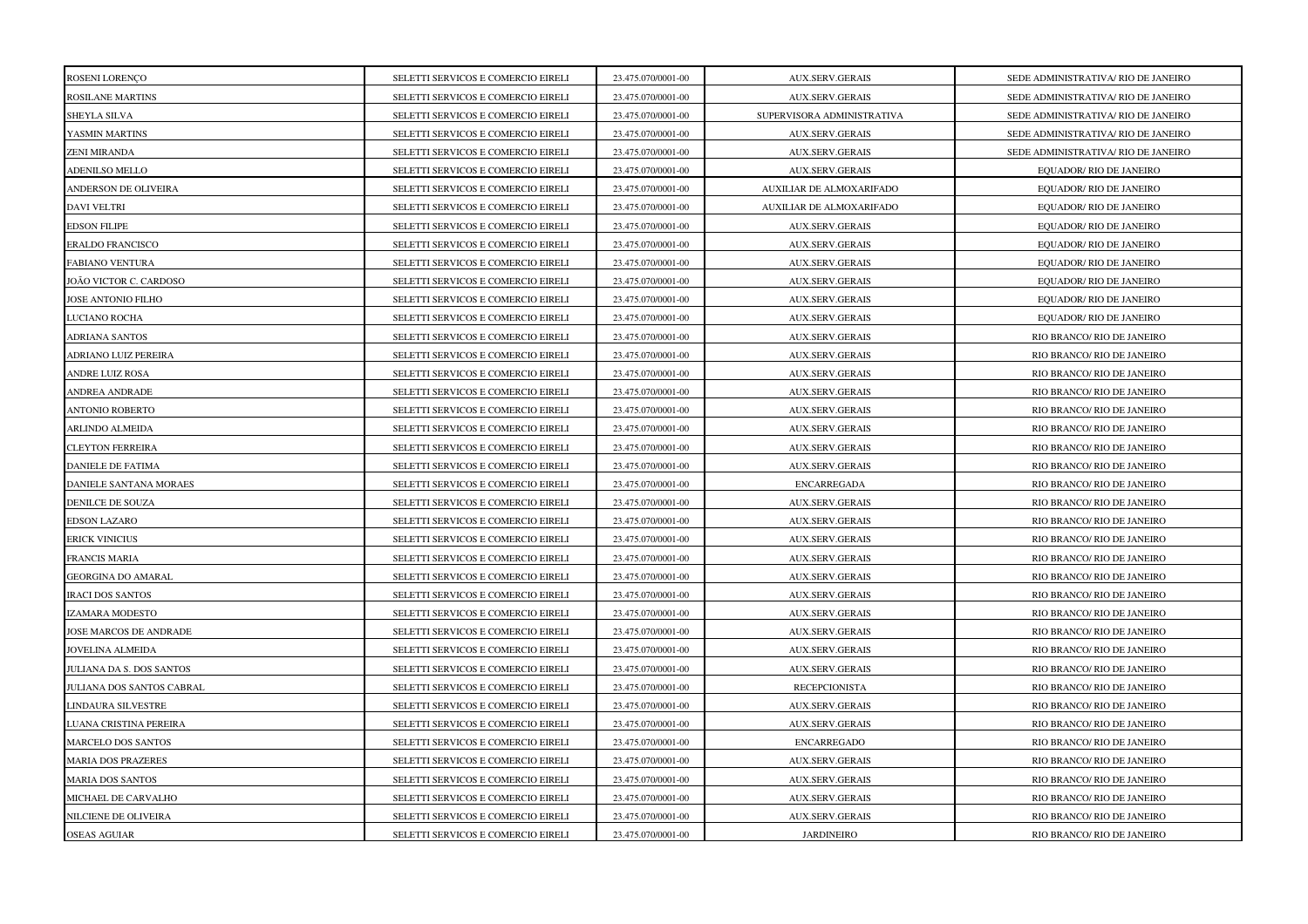| ROSENI LORENÇO | SELETTI SERVICOS E COMERCIO EIRELI | 23.475.070/0001-00 | AUX.SERV.GERAIS | SEDE ADMINISTRATIVA/ RIO DE JANEIRO |
|---|---|---|---|---|
| ROSILANE MARTINS | SELETTI SERVICOS E COMERCIO EIRELI | 23.475.070/0001-00 | AUX.SERV.GERAIS | SEDE ADMINISTRATIVA/ RIO DE JANEIRO |
| SHEYLA SILVA | SELETTI SERVICOS E COMERCIO EIRELI | 23.475.070/0001-00 | SUPERVISORA ADMINISTRATIVA | SEDE ADMINISTRATIVA/ RIO DE JANEIRO |
| YASMIN MARTINS | SELETTI SERVICOS E COMERCIO EIRELI | 23.475.070/0001-00 | AUX.SERV.GERAIS | SEDE ADMINISTRATIVA/ RIO DE JANEIRO |
| ZENI MIRANDA | SELETTI SERVICOS E COMERCIO EIRELI | 23.475.070/0001-00 | AUX.SERV.GERAIS | SEDE ADMINISTRATIVA/ RIO DE JANEIRO |
| ADENILSO MELLO | SELETTI SERVICOS E COMERCIO EIRELI | 23.475.070/0001-00 | AUX.SERV.GERAIS | EQUADOR/ RIO DE JANEIRO |
| ANDERSON DE OLIVEIRA | SELETTI SERVICOS E COMERCIO EIRELI | 23.475.070/0001-00 | AUXILIAR DE ALMOXARIFADO | EQUADOR/ RIO DE JANEIRO |
| DAVI VELTRI | SELETTI SERVICOS E COMERCIO EIRELI | 23.475.070/0001-00 | AUXILIAR DE ALMOXARIFADO | EQUADOR/ RIO DE JANEIRO |
| EDSON FILIPE | SELETTI SERVICOS E COMERCIO EIRELI | 23.475.070/0001-00 | AUX.SERV.GERAIS | EQUADOR/ RIO DE JANEIRO |
| ERALDO FRANCISCO | SELETTI SERVICOS E COMERCIO EIRELI | 23.475.070/0001-00 | AUX.SERV.GERAIS | EQUADOR/ RIO DE JANEIRO |
| FABIANO VENTURA | SELETTI SERVICOS E COMERCIO EIRELI | 23.475.070/0001-00 | AUX.SERV.GERAIS | EQUADOR/ RIO DE JANEIRO |
| JOÃO VICTOR C. CARDOSO | SELETTI SERVICOS E COMERCIO EIRELI | 23.475.070/0001-00 | AUX.SERV.GERAIS | EQUADOR/ RIO DE JANEIRO |
| JOSE ANTONIO FILHO | SELETTI SERVICOS E COMERCIO EIRELI | 23.475.070/0001-00 | AUX.SERV.GERAIS | EQUADOR/ RIO DE JANEIRO |
| LUCIANO ROCHA | SELETTI SERVICOS E COMERCIO EIRELI | 23.475.070/0001-00 | AUX.SERV.GERAIS | EQUADOR/ RIO DE JANEIRO |
| ADRIANA SANTOS | SELETTI SERVICOS E COMERCIO EIRELI | 23.475.070/0001-00 | AUX.SERV.GERAIS | RIO BRANCO/ RIO DE JANEIRO |
| ADRIANO LUIZ PEREIRA | SELETTI SERVICOS E COMERCIO EIRELI | 23.475.070/0001-00 | AUX.SERV.GERAIS | RIO BRANCO/ RIO DE JANEIRO |
| ANDRE LUIZ ROSA | SELETTI SERVICOS E COMERCIO EIRELI | 23.475.070/0001-00 | AUX.SERV.GERAIS | RIO BRANCO/ RIO DE JANEIRO |
| ANDREA ANDRADE | SELETTI SERVICOS E COMERCIO EIRELI | 23.475.070/0001-00 | AUX.SERV.GERAIS | RIO BRANCO/ RIO DE JANEIRO |
| ANTONIO ROBERTO | SELETTI SERVICOS E COMERCIO EIRELI | 23.475.070/0001-00 | AUX.SERV.GERAIS | RIO BRANCO/ RIO DE JANEIRO |
| ARLINDO ALMEIDA | SELETTI SERVICOS E COMERCIO EIRELI | 23.475.070/0001-00 | AUX.SERV.GERAIS | RIO BRANCO/ RIO DE JANEIRO |
| CLEYTON FERREIRA | SELETTI SERVICOS E COMERCIO EIRELI | 23.475.070/0001-00 | AUX.SERV.GERAIS | RIO BRANCO/ RIO DE JANEIRO |
| DANIELE DE FATIMA | SELETTI SERVICOS E COMERCIO EIRELI | 23.475.070/0001-00 | AUX.SERV.GERAIS | RIO BRANCO/ RIO DE JANEIRO |
| DANIELE SANTANA MORAES | SELETTI SERVICOS E COMERCIO EIRELI | 23.475.070/0001-00 | ENCARREGADA | RIO BRANCO/ RIO DE JANEIRO |
| DENILCE DE SOUZA | SELETTI SERVICOS E COMERCIO EIRELI | 23.475.070/0001-00 | AUX.SERV.GERAIS | RIO BRANCO/ RIO DE JANEIRO |
| EDSON LAZARO | SELETTI SERVICOS E COMERCIO EIRELI | 23.475.070/0001-00 | AUX.SERV.GERAIS | RIO BRANCO/ RIO DE JANEIRO |
| ERICK VINICIUS | SELETTI SERVICOS E COMERCIO EIRELI | 23.475.070/0001-00 | AUX.SERV.GERAIS | RIO BRANCO/ RIO DE JANEIRO |
| FRANCIS MARIA | SELETTI SERVICOS E COMERCIO EIRELI | 23.475.070/0001-00 | AUX.SERV.GERAIS | RIO BRANCO/ RIO DE JANEIRO |
| GEORGINA DO AMARAL | SELETTI SERVICOS E COMERCIO EIRELI | 23.475.070/0001-00 | AUX.SERV.GERAIS | RIO BRANCO/ RIO DE JANEIRO |
| IRACI DOS SANTOS | SELETTI SERVICOS E COMERCIO EIRELI | 23.475.070/0001-00 | AUX.SERV.GERAIS | RIO BRANCO/ RIO DE JANEIRO |
| IZAMARA MODESTO | SELETTI SERVICOS E COMERCIO EIRELI | 23.475.070/0001-00 | AUX.SERV.GERAIS | RIO BRANCO/ RIO DE JANEIRO |
| JOSE MARCOS DE ANDRADE | SELETTI SERVICOS E COMERCIO EIRELI | 23.475.070/0001-00 | AUX.SERV.GERAIS | RIO BRANCO/ RIO DE JANEIRO |
| JOVELINA ALMEIDA | SELETTI SERVICOS E COMERCIO EIRELI | 23.475.070/0001-00 | AUX.SERV.GERAIS | RIO BRANCO/ RIO DE JANEIRO |
| JULIANA DA S. DOS SANTOS | SELETTI SERVICOS E COMERCIO EIRELI | 23.475.070/0001-00 | AUX.SERV.GERAIS | RIO BRANCO/ RIO DE JANEIRO |
| JULIANA DOS SANTOS CABRAL | SELETTI SERVICOS E COMERCIO EIRELI | 23.475.070/0001-00 | RECEPCIONISTA | RIO BRANCO/ RIO DE JANEIRO |
| LINDAURA SILVESTRE | SELETTI SERVICOS E COMERCIO EIRELI | 23.475.070/0001-00 | AUX.SERV.GERAIS | RIO BRANCO/ RIO DE JANEIRO |
| LUANA CRISTINA PEREIRA | SELETTI SERVICOS E COMERCIO EIRELI | 23.475.070/0001-00 | AUX.SERV.GERAIS | RIO BRANCO/ RIO DE JANEIRO |
| MARCELO DOS SANTOS | SELETTI SERVICOS E COMERCIO EIRELI | 23.475.070/0001-00 | ENCARREGADO | RIO BRANCO/ RIO DE JANEIRO |
| MARIA DOS PRAZERES | SELETTI SERVICOS E COMERCIO EIRELI | 23.475.070/0001-00 | AUX.SERV.GERAIS | RIO BRANCO/ RIO DE JANEIRO |
| MARIA DOS SANTOS | SELETTI SERVICOS E COMERCIO EIRELI | 23.475.070/0001-00 | AUX.SERV.GERAIS | RIO BRANCO/ RIO DE JANEIRO |
| MICHAEL DE CARVALHO | SELETTI SERVICOS E COMERCIO EIRELI | 23.475.070/0001-00 | AUX.SERV.GERAIS | RIO BRANCO/ RIO DE JANEIRO |
| NILCIENE DE OLIVEIRA | SELETTI SERVICOS E COMERCIO EIRELI | 23.475.070/0001-00 | AUX.SERV.GERAIS | RIO BRANCO/ RIO DE JANEIRO |
| OSEAS AGUIAR | SELETTI SERVICOS E COMERCIO EIRELI | 23.475.070/0001-00 | JARDINEIRO | RIO BRANCO/ RIO DE JANEIRO |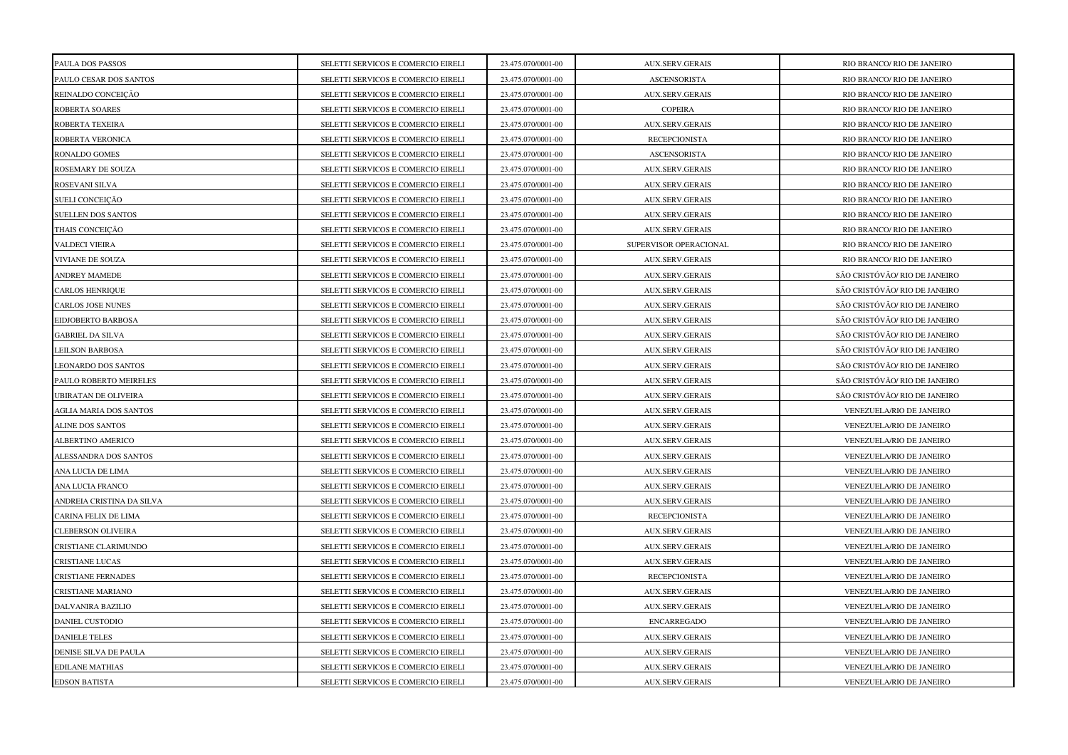| PAULA DOS PASSOS | SELETTI SERVICOS E COMERCIO EIRELI | 23.475.070/0001-00 | AUX.SERV.GERAIS | RIO BRANCO/ RIO DE JANEIRO |
|---|---|---|---|---|
| PAULO CESAR DOS SANTOS | SELETTI SERVICOS E COMERCIO EIRELI | 23.475.070/0001-00 | ASCENSORISTA | RIO BRANCO/ RIO DE JANEIRO |
| REINALDO CONCEIÇÃO | SELETTI SERVICOS E COMERCIO EIRELI | 23.475.070/0001-00 | AUX.SERV.GERAIS | RIO BRANCO/ RIO DE JANEIRO |
| ROBERTA SOARES | SELETTI SERVICOS E COMERCIO EIRELI | 23.475.070/0001-00 | COPEIRA | RIO BRANCO/ RIO DE JANEIRO |
| ROBERTA TEXEIRA | SELETTI SERVICOS E COMERCIO EIRELI | 23.475.070/0001-00 | AUX.SERV.GERAIS | RIO BRANCO/ RIO DE JANEIRO |
| ROBERTA VERONICA | SELETTI SERVICOS E COMERCIO EIRELI | 23.475.070/0001-00 | RECEPCIONISTA | RIO BRANCO/ RIO DE JANEIRO |
| RONALDO GOMES | SELETTI SERVICOS E COMERCIO EIRELI | 23.475.070/0001-00 | ASCENSORISTA | RIO BRANCO/ RIO DE JANEIRO |
| ROSEMARY DE SOUZA | SELETTI SERVICOS E COMERCIO EIRELI | 23.475.070/0001-00 | AUX.SERV.GERAIS | RIO BRANCO/ RIO DE JANEIRO |
| ROSEVANI SILVA | SELETTI SERVICOS E COMERCIO EIRELI | 23.475.070/0001-00 | AUX.SERV.GERAIS | RIO BRANCO/ RIO DE JANEIRO |
| SUELI CONCEIÇÃO | SELETTI SERVICOS E COMERCIO EIRELI | 23.475.070/0001-00 | AUX.SERV.GERAIS | RIO BRANCO/ RIO DE JANEIRO |
| SUELLEN DOS SANTOS | SELETTI SERVICOS E COMERCIO EIRELI | 23.475.070/0001-00 | AUX.SERV.GERAIS | RIO BRANCO/ RIO DE JANEIRO |
| THAIS CONCEIÇÃO | SELETTI SERVICOS E COMERCIO EIRELI | 23.475.070/0001-00 | AUX.SERV.GERAIS | RIO BRANCO/ RIO DE JANEIRO |
| VALDECI VIEIRA | SELETTI SERVICOS E COMERCIO EIRELI | 23.475.070/0001-00 | SUPERVISOR OPERACIONAL | RIO BRANCO/ RIO DE JANEIRO |
| VIVIANE DE SOUZA | SELETTI SERVICOS E COMERCIO EIRELI | 23.475.070/0001-00 | AUX.SERV.GERAIS | RIO BRANCO/ RIO DE JANEIRO |
| ANDREY MAMEDE | SELETTI SERVICOS E COMERCIO EIRELI | 23.475.070/0001-00 | AUX.SERV.GERAIS | SÃO CRISTÓVÃO/ RIO DE JANEIRO |
| CARLOS HENRIQUE | SELETTI SERVICOS E COMERCIO EIRELI | 23.475.070/0001-00 | AUX.SERV.GERAIS | SÃO CRISTÓVÃO/ RIO DE JANEIRO |
| CARLOS JOSE NUNES | SELETTI SERVICOS E COMERCIO EIRELI | 23.475.070/0001-00 | AUX.SERV.GERAIS | SÃO CRISTÓVÃO/ RIO DE JANEIRO |
| EIDJOBERTO BARBOSA | SELETTI SERVICOS E COMERCIO EIRELI | 23.475.070/0001-00 | AUX.SERV.GERAIS | SÃO CRISTÓVÃO/ RIO DE JANEIRO |
| GABRIEL DA SILVA | SELETTI SERVICOS E COMERCIO EIRELI | 23.475.070/0001-00 | AUX.SERV.GERAIS | SÃO CRISTÓVÃO/ RIO DE JANEIRO |
| LEILSON BARBOSA | SELETTI SERVICOS E COMERCIO EIRELI | 23.475.070/0001-00 | AUX.SERV.GERAIS | SÃO CRISTÓVÃO/ RIO DE JANEIRO |
| LEONARDO DOS SANTOS | SELETTI SERVICOS E COMERCIO EIRELI | 23.475.070/0001-00 | AUX.SERV.GERAIS | SÃO CRISTÓVÃO/ RIO DE JANEIRO |
| PAULO ROBERTO MEIRELES | SELETTI SERVICOS E COMERCIO EIRELI | 23.475.070/0001-00 | AUX.SERV.GERAIS | SÃO CRISTÓVÃO/ RIO DE JANEIRO |
| UBIRATAN DE OLIVEIRA | SELETTI SERVICOS E COMERCIO EIRELI | 23.475.070/0001-00 | AUX.SERV.GERAIS | SÃO CRISTÓVÃO/ RIO DE JANEIRO |
| AGLIA MARIA DOS SANTOS | SELETTI SERVICOS E COMERCIO EIRELI | 23.475.070/0001-00 | AUX.SERV.GERAIS | VENEZUELA/RIO DE JANEIRO |
| ALINE DOS SANTOS | SELETTI SERVICOS E COMERCIO EIRELI | 23.475.070/0001-00 | AUX.SERV.GERAIS | VENEZUELA/RIO DE JANEIRO |
| ALBERTINO AMERICO | SELETTI SERVICOS E COMERCIO EIRELI | 23.475.070/0001-00 | AUX.SERV.GERAIS | VENEZUELA/RIO DE JANEIRO |
| ALESSANDRA DOS SANTOS | SELETTI SERVICOS E COMERCIO EIRELI | 23.475.070/0001-00 | AUX.SERV.GERAIS | VENEZUELA/RIO DE JANEIRO |
| ANA LUCIA DE LIMA | SELETTI SERVICOS E COMERCIO EIRELI | 23.475.070/0001-00 | AUX.SERV.GERAIS | VENEZUELA/RIO DE JANEIRO |
| ANA LUCIA FRANCO | SELETTI SERVICOS E COMERCIO EIRELI | 23.475.070/0001-00 | AUX.SERV.GERAIS | VENEZUELA/RIO DE JANEIRO |
| ANDREIA CRISTINA DA SILVA | SELETTI SERVICOS E COMERCIO EIRELI | 23.475.070/0001-00 | AUX.SERV.GERAIS | VENEZUELA/RIO DE JANEIRO |
| CARINA FELIX DE LIMA | SELETTI SERVICOS E COMERCIO EIRELI | 23.475.070/0001-00 | RECEPCIONISTA | VENEZUELA/RIO DE JANEIRO |
| CLEBERSON OLIVEIRA | SELETTI SERVICOS E COMERCIO EIRELI | 23.475.070/0001-00 | AUX.SERV.GERAIS | VENEZUELA/RIO DE JANEIRO |
| CRISTIANE CLARIMUNDO | SELETTI SERVICOS E COMERCIO EIRELI | 23.475.070/0001-00 | AUX.SERV.GERAIS | VENEZUELA/RIO DE JANEIRO |
| CRISTIANE LUCAS | SELETTI SERVICOS E COMERCIO EIRELI | 23.475.070/0001-00 | AUX.SERV.GERAIS | VENEZUELA/RIO DE JANEIRO |
| CRISTIANE FERNADES | SELETTI SERVICOS E COMERCIO EIRELI | 23.475.070/0001-00 | RECEPCIONISTA | VENEZUELA/RIO DE JANEIRO |
| CRISTIANE MARIANO | SELETTI SERVICOS E COMERCIO EIRELI | 23.475.070/0001-00 | AUX.SERV.GERAIS | VENEZUELA/RIO DE JANEIRO |
| DALVANIRA BAZILIO | SELETTI SERVICOS E COMERCIO EIRELI | 23.475.070/0001-00 | AUX.SERV.GERAIS | VENEZUELA/RIO DE JANEIRO |
| DANIEL CUSTODIO | SELETTI SERVICOS E COMERCIO EIRELI | 23.475.070/0001-00 | ENCARREGADO | VENEZUELA/RIO DE JANEIRO |
| DANIELE TELES | SELETTI SERVICOS E COMERCIO EIRELI | 23.475.070/0001-00 | AUX.SERV.GERAIS | VENEZUELA/RIO DE JANEIRO |
| DENISE SILVA DE PAULA | SELETTI SERVICOS E COMERCIO EIRELI | 23.475.070/0001-00 | AUX.SERV.GERAIS | VENEZUELA/RIO DE JANEIRO |
| EDILANE MATHIAS | SELETTI SERVICOS E COMERCIO EIRELI | 23.475.070/0001-00 | AUX.SERV.GERAIS | VENEZUELA/RIO DE JANEIRO |
| EDSON BATISTA | SELETTI SERVICOS E COMERCIO EIRELI | 23.475.070/0001-00 | AUX.SERV.GERAIS | VENEZUELA/RIO DE JANEIRO |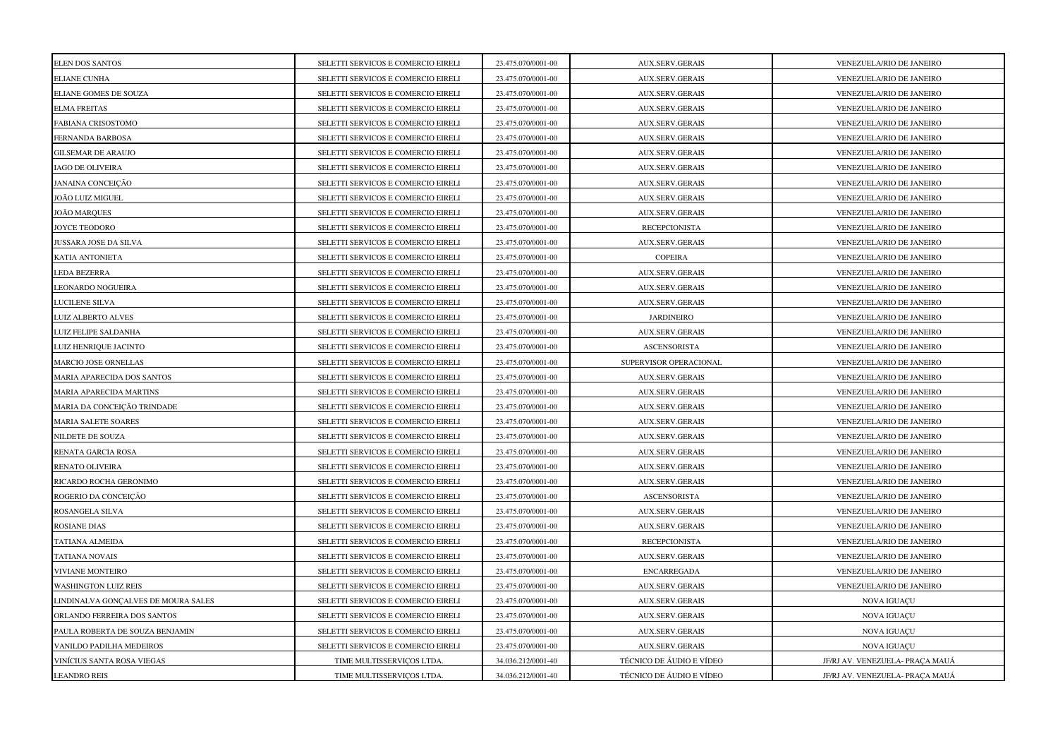| | | | | |
|---|---|---|---|---|
| ELEN DOS SANTOS | SELETTI SERVICOS E COMERCIO EIRELI | 23.475.070/0001-00 | AUX.SERV.GERAIS | VENEZUELA/RIO DE JANEIRO |
| ELIANE CUNHA | SELETTI SERVICOS E COMERCIO EIRELI | 23.475.070/0001-00 | AUX.SERV.GERAIS | VENEZUELA/RIO DE JANEIRO |
| ELIANE GOMES DE SOUZA | SELETTI SERVICOS E COMERCIO EIRELI | 23.475.070/0001-00 | AUX.SERV.GERAIS | VENEZUELA/RIO DE JANEIRO |
| ELMA FREITAS | SELETTI SERVICOS E COMERCIO EIRELI | 23.475.070/0001-00 | AUX.SERV.GERAIS | VENEZUELA/RIO DE JANEIRO |
| FABIANA CRISOSTOMO | SELETTI SERVICOS E COMERCIO EIRELI | 23.475.070/0001-00 | AUX.SERV.GERAIS | VENEZUELA/RIO DE JANEIRO |
| FERNANDA BARBOSA | SELETTI SERVICOS E COMERCIO EIRELI | 23.475.070/0001-00 | AUX.SERV.GERAIS | VENEZUELA/RIO DE JANEIRO |
| GILSEMAR DE ARAUJO | SELETTI SERVICOS E COMERCIO EIRELI | 23.475.070/0001-00 | AUX.SERV.GERAIS | VENEZUELA/RIO DE JANEIRO |
| IAGO DE OLIVEIRA | SELETTI SERVICOS E COMERCIO EIRELI | 23.475.070/0001-00 | AUX.SERV.GERAIS | VENEZUELA/RIO DE JANEIRO |
| JANAINA CONCEIÇÃO | SELETTI SERVICOS E COMERCIO EIRELI | 23.475.070/0001-00 | AUX.SERV.GERAIS | VENEZUELA/RIO DE JANEIRO |
| JOÃO LUIZ MIGUEL | SELETTI SERVICOS E COMERCIO EIRELI | 23.475.070/0001-00 | AUX.SERV.GERAIS | VENEZUELA/RIO DE JANEIRO |
| JOÃO MARQUES | SELETTI SERVICOS E COMERCIO EIRELI | 23.475.070/0001-00 | AUX.SERV.GERAIS | VENEZUELA/RIO DE JANEIRO |
| JOYCE TEODORO | SELETTI SERVICOS E COMERCIO EIRELI | 23.475.070/0001-00 | RECEPCIONISTA | VENEZUELA/RIO DE JANEIRO |
| JUSSARA JOSE DA SILVA | SELETTI SERVICOS E COMERCIO EIRELI | 23.475.070/0001-00 | AUX.SERV.GERAIS | VENEZUELA/RIO DE JANEIRO |
| KATIA ANTONIETA | SELETTI SERVICOS E COMERCIO EIRELI | 23.475.070/0001-00 | COPEIRA | VENEZUELA/RIO DE JANEIRO |
| LEDA BEZERRA | SELETTI SERVICOS E COMERCIO EIRELI | 23.475.070/0001-00 | AUX.SERV.GERAIS | VENEZUELA/RIO DE JANEIRO |
| LEONARDO NOGUEIRA | SELETTI SERVICOS E COMERCIO EIRELI | 23.475.070/0001-00 | AUX.SERV.GERAIS | VENEZUELA/RIO DE JANEIRO |
| LUCILENE SILVA | SELETTI SERVICOS E COMERCIO EIRELI | 23.475.070/0001-00 | AUX.SERV.GERAIS | VENEZUELA/RIO DE JANEIRO |
| LUIZ ALBERTO ALVES | SELETTI SERVICOS E COMERCIO EIRELI | 23.475.070/0001-00 | JARDINEIRO | VENEZUELA/RIO DE JANEIRO |
| LUIZ FELIPE SALDANHA | SELETTI SERVICOS E COMERCIO EIRELI | 23.475.070/0001-00 | AUX.SERV.GERAIS | VENEZUELA/RIO DE JANEIRO |
| LUIZ HENRIQUE JACINTO | SELETTI SERVICOS E COMERCIO EIRELI | 23.475.070/0001-00 | ASCENSORISTA | VENEZUELA/RIO DE JANEIRO |
| MARCIO JOSE ORNELLAS | SELETTI SERVICOS E COMERCIO EIRELI | 23.475.070/0001-00 | SUPERVISOR OPERACIONAL | VENEZUELA/RIO DE JANEIRO |
| MARIA APARECIDA DOS SANTOS | SELETTI SERVICOS E COMERCIO EIRELI | 23.475.070/0001-00 | AUX.SERV.GERAIS | VENEZUELA/RIO DE JANEIRO |
| MARIA APARECIDA MARTINS | SELETTI SERVICOS E COMERCIO EIRELI | 23.475.070/0001-00 | AUX.SERV.GERAIS | VENEZUELA/RIO DE JANEIRO |
| MARIA DA CONCEIÇÃO TRINDADE | SELETTI SERVICOS E COMERCIO EIRELI | 23.475.070/0001-00 | AUX.SERV.GERAIS | VENEZUELA/RIO DE JANEIRO |
| MARIA SALETE SOARES | SELETTI SERVICOS E COMERCIO EIRELI | 23.475.070/0001-00 | AUX.SERV.GERAIS | VENEZUELA/RIO DE JANEIRO |
| NILDETE DE SOUZA | SELETTI SERVICOS E COMERCIO EIRELI | 23.475.070/0001-00 | AUX.SERV.GERAIS | VENEZUELA/RIO DE JANEIRO |
| RENATA GARCIA ROSA | SELETTI SERVICOS E COMERCIO EIRELI | 23.475.070/0001-00 | AUX.SERV.GERAIS | VENEZUELA/RIO DE JANEIRO |
| RENATO OLIVEIRA | SELETTI SERVICOS E COMERCIO EIRELI | 23.475.070/0001-00 | AUX.SERV.GERAIS | VENEZUELA/RIO DE JANEIRO |
| RICARDO ROCHA GERONIMO | SELETTI SERVICOS E COMERCIO EIRELI | 23.475.070/0001-00 | AUX.SERV.GERAIS | VENEZUELA/RIO DE JANEIRO |
| ROGERIO DA CONCEIÇÃO | SELETTI SERVICOS E COMERCIO EIRELI | 23.475.070/0001-00 | ASCENSORISTA | VENEZUELA/RIO DE JANEIRO |
| ROSANGELA SILVA | SELETTI SERVICOS E COMERCIO EIRELI | 23.475.070/0001-00 | AUX.SERV.GERAIS | VENEZUELA/RIO DE JANEIRO |
| ROSIANE DIAS | SELETTI SERVICOS E COMERCIO EIRELI | 23.475.070/0001-00 | AUX.SERV.GERAIS | VENEZUELA/RIO DE JANEIRO |
| TATIANA ALMEIDA | SELETTI SERVICOS E COMERCIO EIRELI | 23.475.070/0001-00 | RECEPCIONISTA | VENEZUELA/RIO DE JANEIRO |
| TATIANA NOVAIS | SELETTI SERVICOS E COMERCIO EIRELI | 23.475.070/0001-00 | AUX.SERV.GERAIS | VENEZUELA/RIO DE JANEIRO |
| VIVIANE MONTEIRO | SELETTI SERVICOS E COMERCIO EIRELI | 23.475.070/0001-00 | ENCARREGADA | VENEZUELA/RIO DE JANEIRO |
| WASHINGTON LUIZ REIS | SELETTI SERVICOS E COMERCIO EIRELI | 23.475.070/0001-00 | AUX.SERV.GERAIS | VENEZUELA/RIO DE JANEIRO |
| LINDINALVA GONÇALVES DE MOURA SALES | SELETTI SERVICOS E COMERCIO EIRELI | 23.475.070/0001-00 | AUX.SERV.GERAIS | NOVA IGUAÇU |
| ORLANDO FERREIRA DOS SANTOS | SELETTI SERVICOS E COMERCIO EIRELI | 23.475.070/0001-00 | AUX.SERV.GERAIS | NOVA IGUAÇU |
| PAULA ROBERTA DE SOUZA BENJAMIN | SELETTI SERVICOS E COMERCIO EIRELI | 23.475.070/0001-00 | AUX.SERV.GERAIS | NOVA IGUAÇU |
| VANILDO PADILHA MEDEIROS | SELETTI SERVICOS E COMERCIO EIRELI | 23.475.070/0001-00 | AUX.SERV.GERAIS | NOVA IGUAÇU |
| VINÍCIUS SANTA ROSA VIEGAS | TIME MULTISSERVIÇOS LTDA. | 34.036.212/0001-40 | TÉCNICO DE ÁUDIO E VÍDEO | JF/RJ AV. VENEZUELA- PRAÇA MAUÁ |
| LEANDRO REIS | TIME MULTISSERVIÇOS LTDA. | 34.036.212/0001-40 | TÉCNICO DE ÁUDIO E VÍDEO | JF/RJ AV. VENEZUELA- PRAÇA MAUÁ |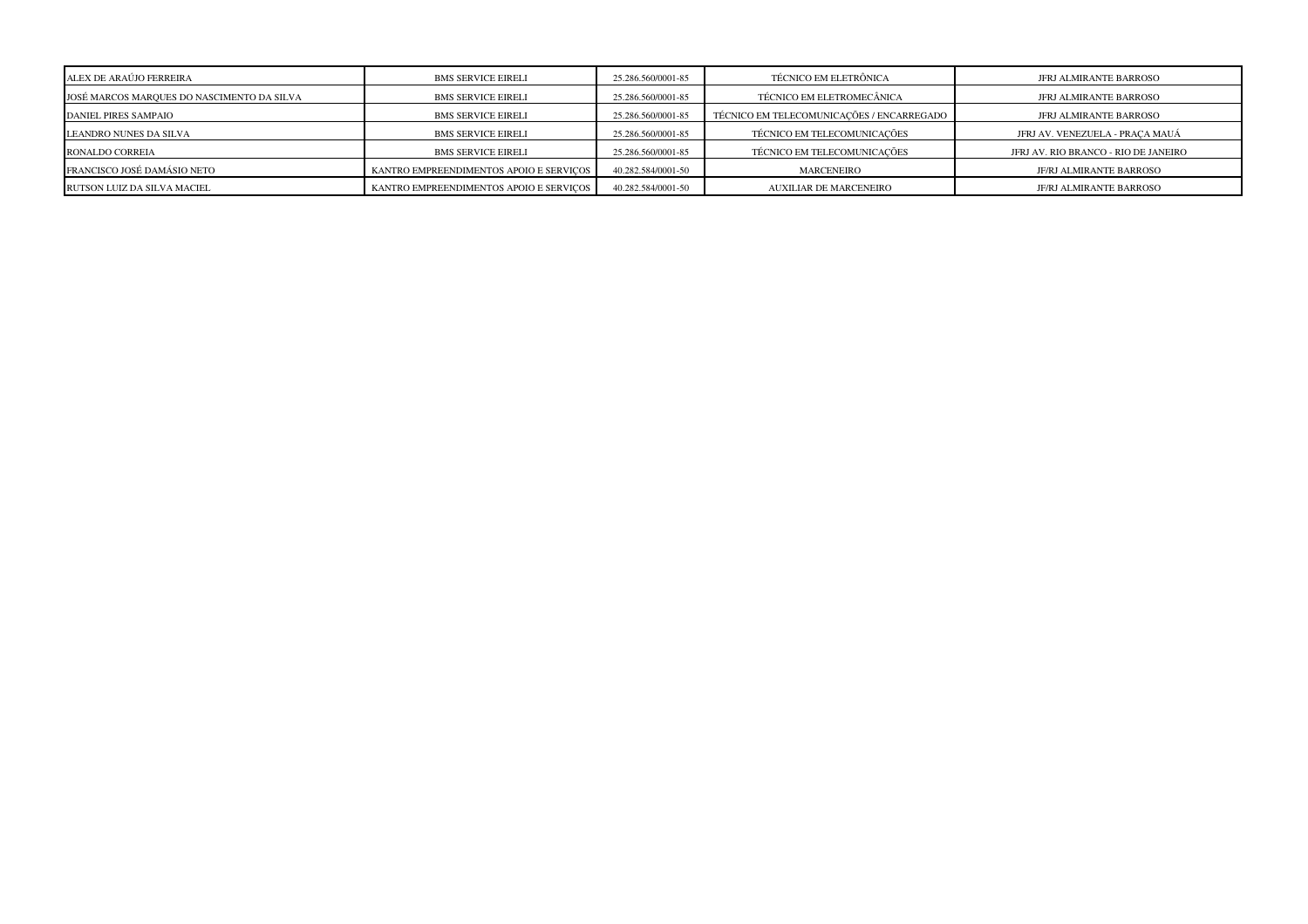| | | | | |
|---|---|---|---|---|
| ALEX DE ARAÚJO FERREIRA | BMS SERVICE EIRELI | 25.286.560/0001-85 | TÉCNICO EM ELETRÔNICA | JFRJ ALMIRANTE BARROSO |
| JOSÉ MARCOS MARQUES DO NASCIMENTO DA SILVA | BMS SERVICE EIRELI | 25.286.560/0001-85 | TÉCNICO EM ELETROMECÂNICA | JFRJ ALMIRANTE BARROSO |
| DANIEL PIRES SAMPAIO | BMS SERVICE EIRELI | 25.286.560/0001-85 | TÉCNICO EM TELECOMUNICAÇÕES / ENCARREGADO | JFRJ ALMIRANTE BARROSO |
| LEANDRO NUNES DA SILVA | BMS SERVICE EIRELI | 25.286.560/0001-85 | TÉCNICO EM TELECOMUNICAÇÕES | JFRJ AV. VENEZUELA - PRAÇA MAUÁ |
| RONALDO CORREIA | BMS SERVICE EIRELI | 25.286.560/0001-85 | TÉCNICO EM TELECOMUNICAÇÕES | JFRJ AV. RIO BRANCO - RIO DE JANEIRO |
| FRANCISCO JOSÉ DAMÁSIO NETO | KANTRO EMPREENDIMENTOS APOIO E SERVIÇOS | 40.282.584/0001-50 | MARCENEIRO | JF/RJ ALMIRANTE BARROSO |
| RUTSON LUIZ DA SILVA MACIEL | KANTRO EMPREENDIMENTOS APOIO E SERVIÇOS | 40.282.584/0001-50 | AUXILIAR DE MARCENEIRO | JF/RJ ALMIRANTE BARROSO |